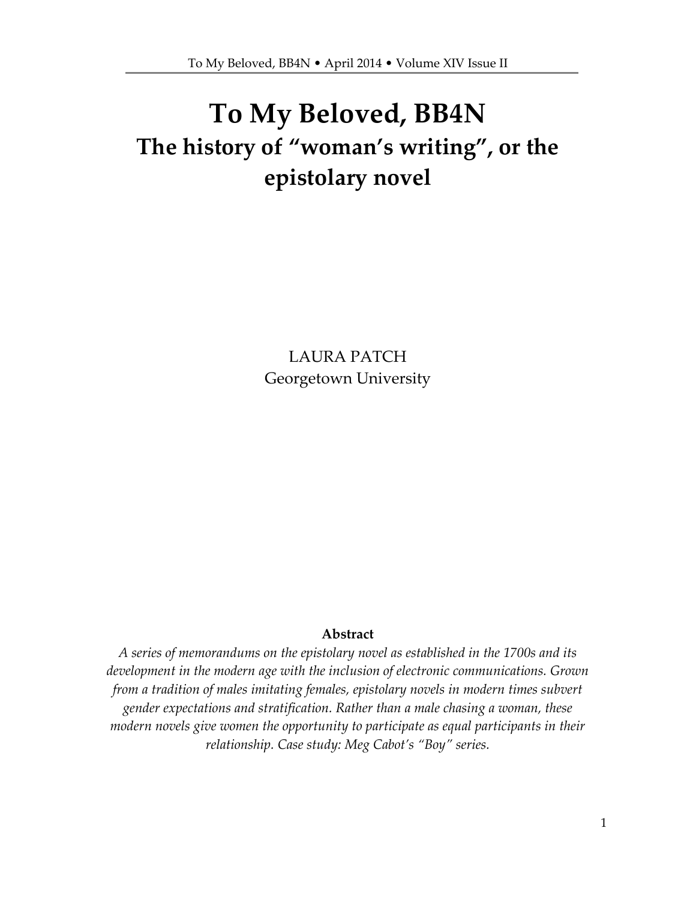# To My Beloved, BB4N

## The history of "woman's writing", or the epistolary novel

LAURA PATCH
Georgetown University

**Abstract**

*A series of memorandums on the epistolary novel as established in the 1700s and its development in the modern age with the inclusion of electronic communications. Grown from a tradition of males imitating females, epistolary novels in modern times subvert gender expectations and stratification. Rather than a male chasing a woman, these modern novels give women the opportunity to participate as equal participants in their relationship. Case study: Meg Cabot's "Boy" series.*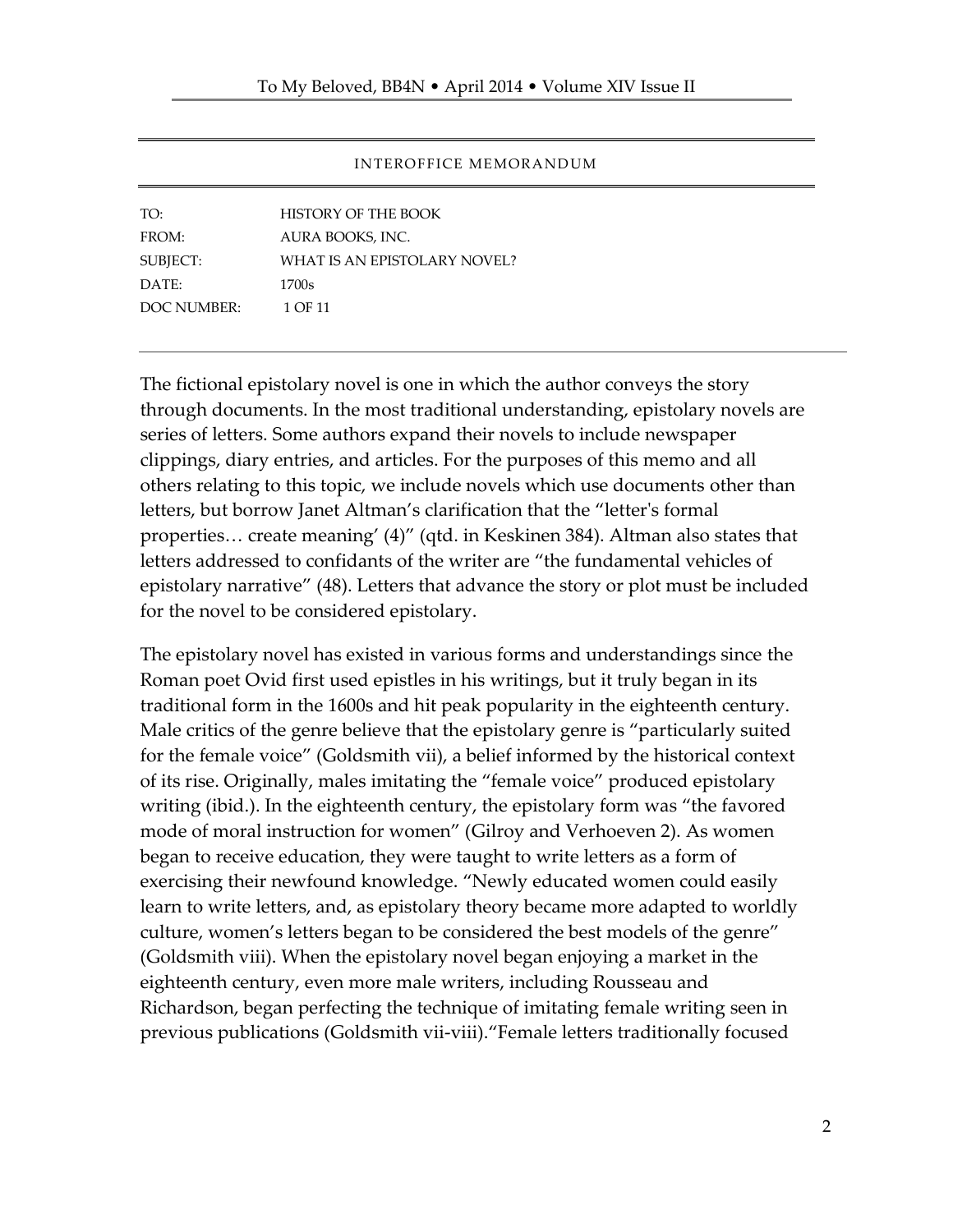INTEROFFICE MEMORANDUM

| | |
|---|---|
| TO: | HISTORY OF THE BOOK |
| FROM: | AURA BOOKS, INC. |
| SUBJECT: | WHAT IS AN EPISTOLARY NOVEL? |
| DATE: | 1700s |
| DOC NUMBER: | 1 OF 11 |

---

The fictional epistolary novel is one in which the author conveys the story through documents. In the most traditional understanding, epistolary novels are series of letters. Some authors expand their novels to include newspaper clippings, diary entries, and articles. For the purposes of this memo and all others relating to this topic, we include novels which use documents other than letters, but borrow Janet Altman's clarification that the "letter's formal properties… create meaning' (4)" (qtd. in Keskinen 384). Altman also states that letters addressed to confidants of the writer are "the fundamental vehicles of epistolary narrative" (48). Letters that advance the story or plot must be included for the novel to be considered epistolary.

The epistolary novel has existed in various forms and understandings since the Roman poet Ovid first used epistles in his writings, but it truly began in its traditional form in the 1600s and hit peak popularity in the eighteenth century. Male critics of the genre believe that the epistolary genre is "particularly suited for the female voice" (Goldsmith vii), a belief informed by the historical context of its rise. Originally, males imitating the "female voice" produced epistolary writing (ibid.). In the eighteenth century, the epistolary form was "the favored mode of moral instruction for women" (Gilroy and Verhoeven 2). As women began to receive education, they were taught to write letters as a form of exercising their newfound knowledge. "Newly educated women could easily learn to write letters, and, as epistolary theory became more adapted to worldly culture, women's letters began to be considered the best models of the genre" (Goldsmith viii). When the epistolary novel began enjoying a market in the eighteenth century, even more male writers, including Rousseau and Richardson, began perfecting the technique of imitating female writing seen in previous publications (Goldsmith vii-viii)."Female letters traditionally focused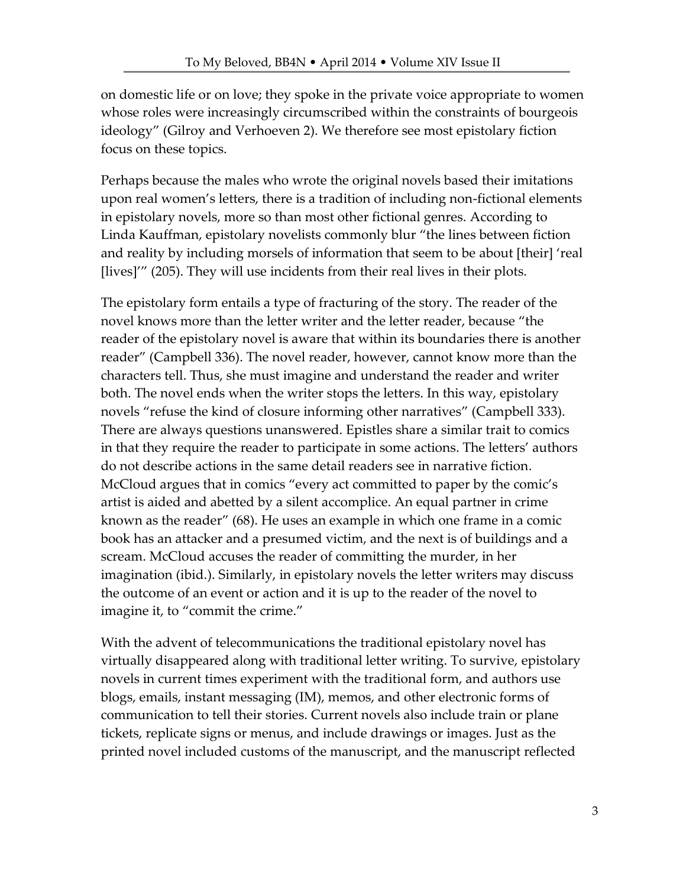on domestic life or on love; they spoke in the private voice appropriate to women whose roles were increasingly circumscribed within the constraints of bourgeois ideology" (Gilroy and Verhoeven 2). We therefore see most epistolary fiction focus on these topics.

Perhaps because the males who wrote the original novels based their imitations upon real women's letters, there is a tradition of including non-fictional elements in epistolary novels, more so than most other fictional genres. According to Linda Kauffman, epistolary novelists commonly blur "the lines between fiction and reality by including morsels of information that seem to be about [their] 'real [lives]'" (205). They will use incidents from their real lives in their plots.

The epistolary form entails a type of fracturing of the story. The reader of the novel knows more than the letter writer and the letter reader, because "the reader of the epistolary novel is aware that within its boundaries there is another reader" (Campbell 336). The novel reader, however, cannot know more than the characters tell. Thus, she must imagine and understand the reader and writer both. The novel ends when the writer stops the letters. In this way, epistolary novels "refuse the kind of closure informing other narratives" (Campbell 333). There are always questions unanswered. Epistles share a similar trait to comics in that they require the reader to participate in some actions. The letters' authors do not describe actions in the same detail readers see in narrative fiction. McCloud argues that in comics "every act committed to paper by the comic's artist is aided and abetted by a silent accomplice. An equal partner in crime known as the reader" (68). He uses an example in which one frame in a comic book has an attacker and a presumed victim, and the next is of buildings and a scream. McCloud accuses the reader of committing the murder, in her imagination (ibid.). Similarly, in epistolary novels the letter writers may discuss the outcome of an event or action and it is up to the reader of the novel to imagine it, to "commit the crime."

With the advent of telecommunications the traditional epistolary novel has virtually disappeared along with traditional letter writing. To survive, epistolary novels in current times experiment with the traditional form, and authors use blogs, emails, instant messaging (IM), memos, and other electronic forms of communication to tell their stories. Current novels also include train or plane tickets, replicate signs or menus, and include drawings or images. Just as the printed novel included customs of the manuscript, and the manuscript reflected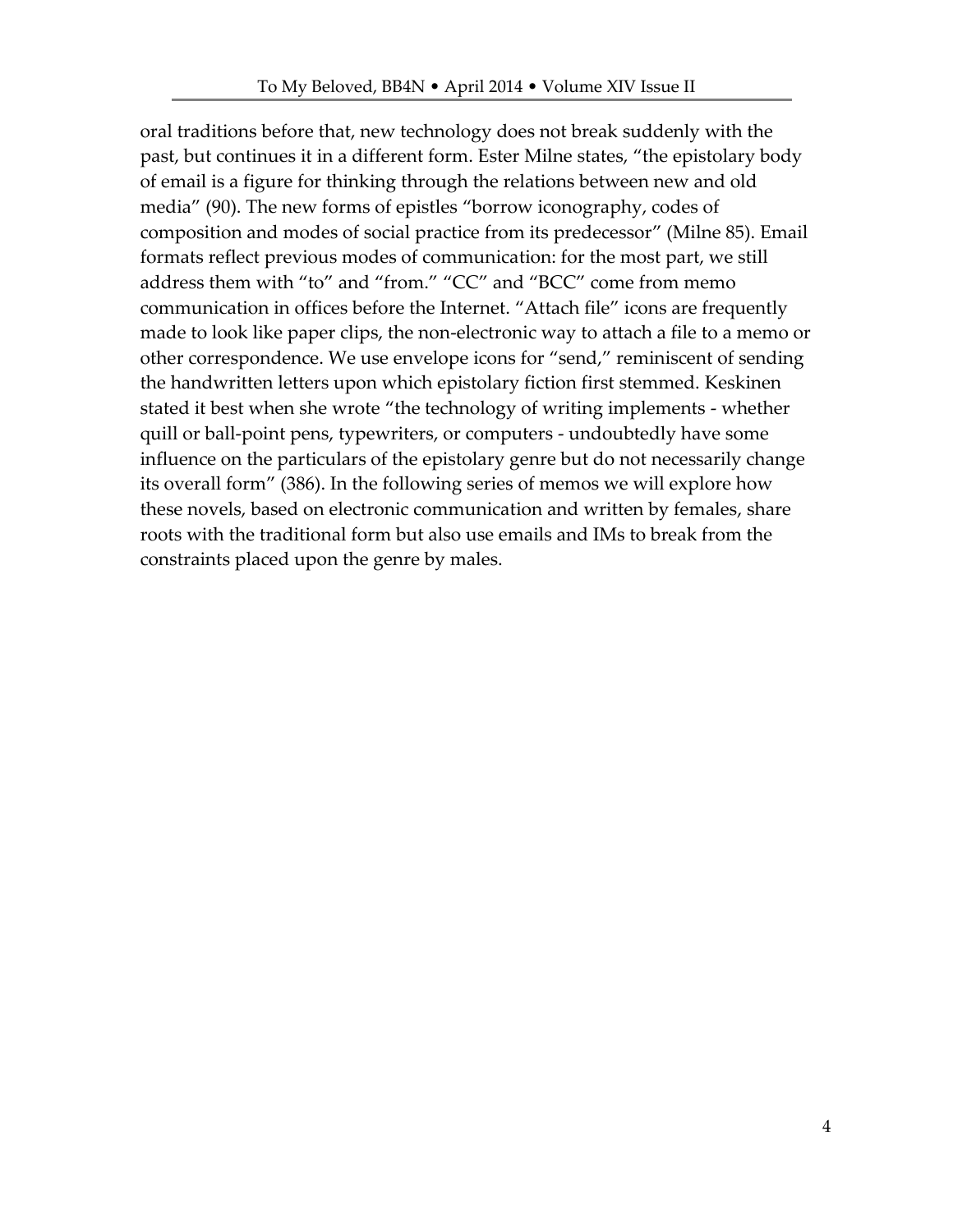oral traditions before that, new technology does not break suddenly with the past, but continues it in a different form. Ester Milne states, “the epistolary body of email is a figure for thinking through the relations between new and old media” (90). The new forms of epistles “borrow iconography, codes of composition and modes of social practice from its predecessor” (Milne 85). Email formats reflect previous modes of communication: for the most part, we still address them with “to” and “from.” “CC” and “BCC” come from memo communication in offices before the Internet. “Attach file” icons are frequently made to look like paper clips, the non-electronic way to attach a file to a memo or other correspondence. We use envelope icons for “send,” reminiscent of sending the handwritten letters upon which epistolary fiction first stemmed. Keskinen stated it best when she wrote “the technology of writing implements - whether quill or ball-point pens, typewriters, or computers - undoubtedly have some influence on the particulars of the epistolary genre but do not necessarily change its overall form” (386). In the following series of memos we will explore how these novels, based on electronic communication and written by females, share roots with the traditional form but also use emails and IMs to break from the constraints placed upon the genre by males.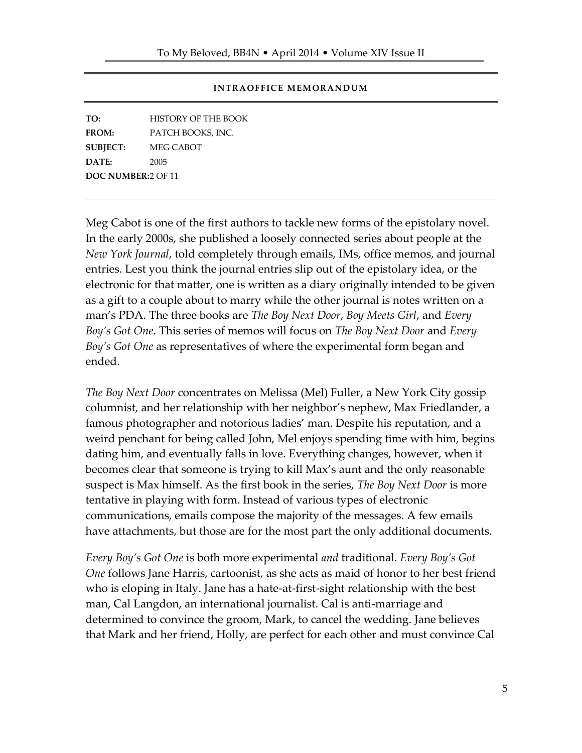**INTRAOFFICE MEMORANDUM**

**TO:** HISTORY OF THE BOOK
**FROM:** PATCH BOOKS, INC.
**SUBJECT:** MEG CABOT
**DATE:** 2005
**DOC NUMBER:** 2 OF 11

---

Meg Cabot is one of the first authors to tackle new forms of the epistolary novel. In the early 2000s, she published a loosely connected series about people at the *New York Journal*, told completely through emails, IMs, office memos, and journal entries. Lest you think the journal entries slip out of the epistolary idea, or the electronic for that matter, one is written as a diary originally intended to be given as a gift to a couple about to marry while the other journal is notes written on a man's PDA. The three books are *The Boy Next Door*, *Boy Meets Girl*, and *Every Boy's Got One*. This series of memos will focus on *The Boy Next Door* and *Every Boy's Got One* as representatives of where the experimental form began and ended.

*The Boy Next Door* concentrates on Melissa (Mel) Fuller, a New York City gossip columnist, and her relationship with her neighbor's nephew, Max Friedlander, a famous photographer and notorious ladies' man. Despite his reputation, and a weird penchant for being called John, Mel enjoys spending time with him, begins dating him, and eventually falls in love. Everything changes, however, when it becomes clear that someone is trying to kill Max's aunt and the only reasonable suspect is Max himself. As the first book in the series, *The Boy Next Door* is more tentative in playing with form. Instead of various types of electronic communications, emails compose the majority of the messages. A few emails have attachments, but those are for the most part the only additional documents.

*Every Boy's Got One* is both more experimental *and* traditional. *Every Boy's Got One* follows Jane Harris, cartoonist, as she acts as maid of honor to her best friend who is eloping in Italy. Jane has a hate-at-first-sight relationship with the best man, Cal Langdon, an international journalist. Cal is anti-marriage and determined to convince the groom, Mark, to cancel the wedding. Jane believes that Mark and her friend, Holly, are perfect for each other and must convince Cal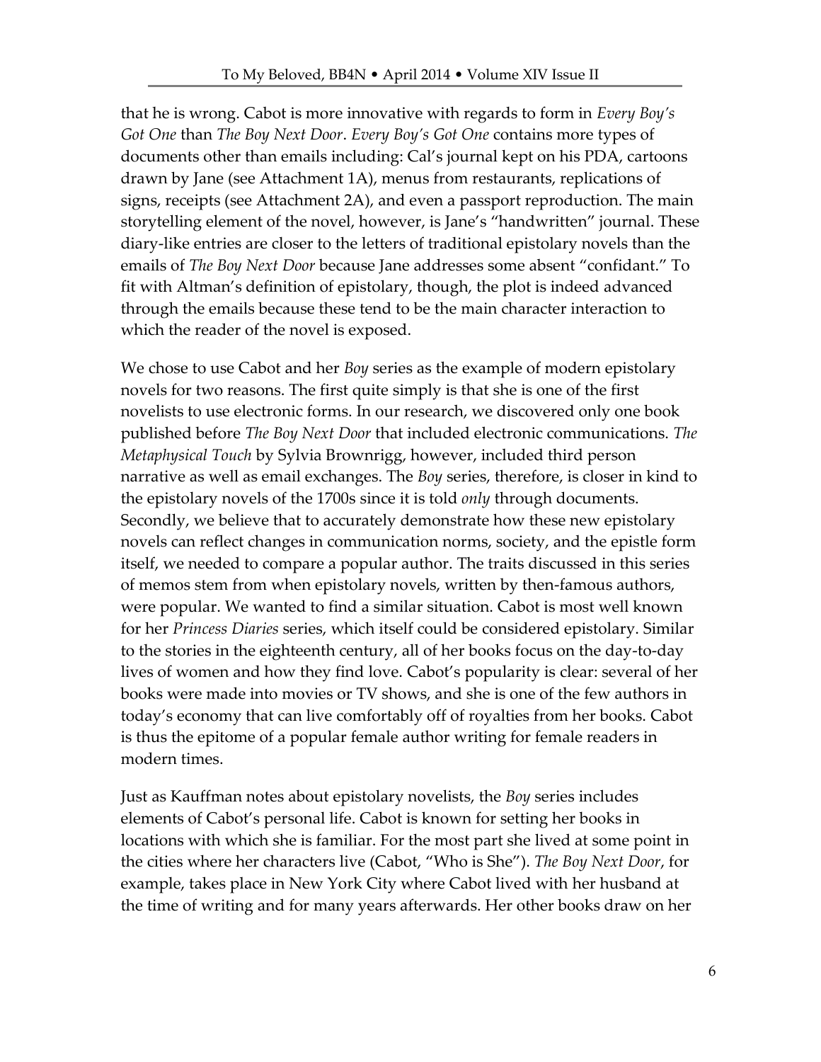that he is wrong. Cabot is more innovative with regards to form in *Every Boy's Got One* than *The Boy Next Door*. *Every Boy's Got One* contains more types of documents other than emails including: Cal's journal kept on his PDA, cartoons drawn by Jane (see Attachment 1A), menus from restaurants, replications of signs, receipts (see Attachment 2A), and even a passport reproduction. The main storytelling element of the novel, however, is Jane's "handwritten" journal. These diary-like entries are closer to the letters of traditional epistolary novels than the emails of *The Boy Next Door* because Jane addresses some absent "confidant." To fit with Altman's definition of epistolary, though, the plot is indeed advanced through the emails because these tend to be the main character interaction to which the reader of the novel is exposed.

We chose to use Cabot and her *Boy* series as the example of modern epistolary novels for two reasons. The first quite simply is that she is one of the first novelists to use electronic forms. In our research, we discovered only one book published before *The Boy Next Door* that included electronic communications. *The Metaphysical Touch* by Sylvia Brownrigg, however, included third person narrative as well as email exchanges. The *Boy* series, therefore, is closer in kind to the epistolary novels of the 1700s since it is told *only* through documents. Secondly, we believe that to accurately demonstrate how these new epistolary novels can reflect changes in communication norms, society, and the epistle form itself, we needed to compare a popular author. The traits discussed in this series of memos stem from when epistolary novels, written by then-famous authors, were popular. We wanted to find a similar situation. Cabot is most well known for her *Princess Diaries* series, which itself could be considered epistolary. Similar to the stories in the eighteenth century, all of her books focus on the day-to-day lives of women and how they find love. Cabot's popularity is clear: several of her books were made into movies or TV shows, and she is one of the few authors in today's economy that can live comfortably off of royalties from her books. Cabot is thus the epitome of a popular female author writing for female readers in modern times.

Just as Kauffman notes about epistolary novelists, the *Boy* series includes elements of Cabot's personal life. Cabot is known for setting her books in locations with which she is familiar. For the most part she lived at some point in the cities where her characters live (Cabot, "Who is She"). *The Boy Next Door*, for example, takes place in New York City where Cabot lived with her husband at the time of writing and for many years afterwards. Her other books draw on her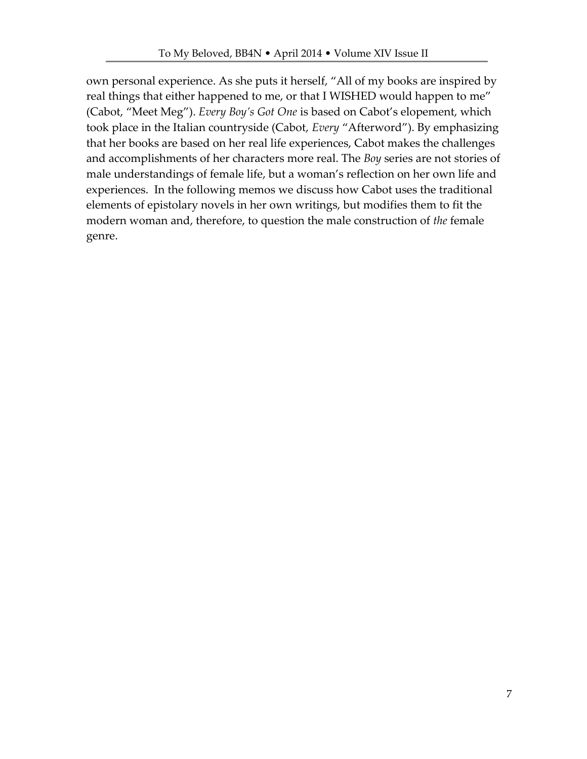own personal experience. As she puts it herself, "All of my books are inspired by real things that either happened to me, or that I WISHED would happen to me" (Cabot, "Meet Meg"). *Every Boy's Got One* is based on Cabot's elopement, which took place in the Italian countryside (Cabot, *Every* "Afterword"). By emphasizing that her books are based on her real life experiences, Cabot makes the challenges and accomplishments of her characters more real. The *Boy* series are not stories of male understandings of female life, but a woman's reflection on her own life and experiences. In the following memos we discuss how Cabot uses the traditional elements of epistolary novels in her own writings, but modifies them to fit the modern woman and, therefore, to question the male construction of *the* female genre.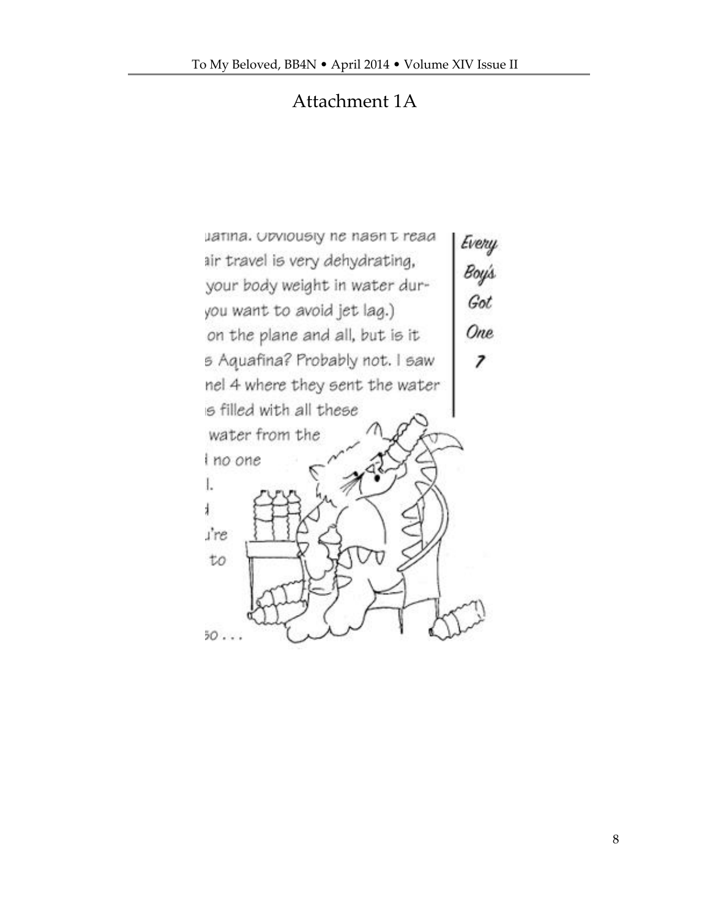# Attachment 1A

uafina. Obviously he hasn't read
air travel is very dehydrating,
your body weight in water dur-
you want to avoid jet lag.)
on the plane and all, but is it
s Aquafina? Probably not. I saw
nel 4 where they sent the water
s filled with all these
water from the
l no one
l.
l
u're
to

so . . .

*Every Boy's Got One* 7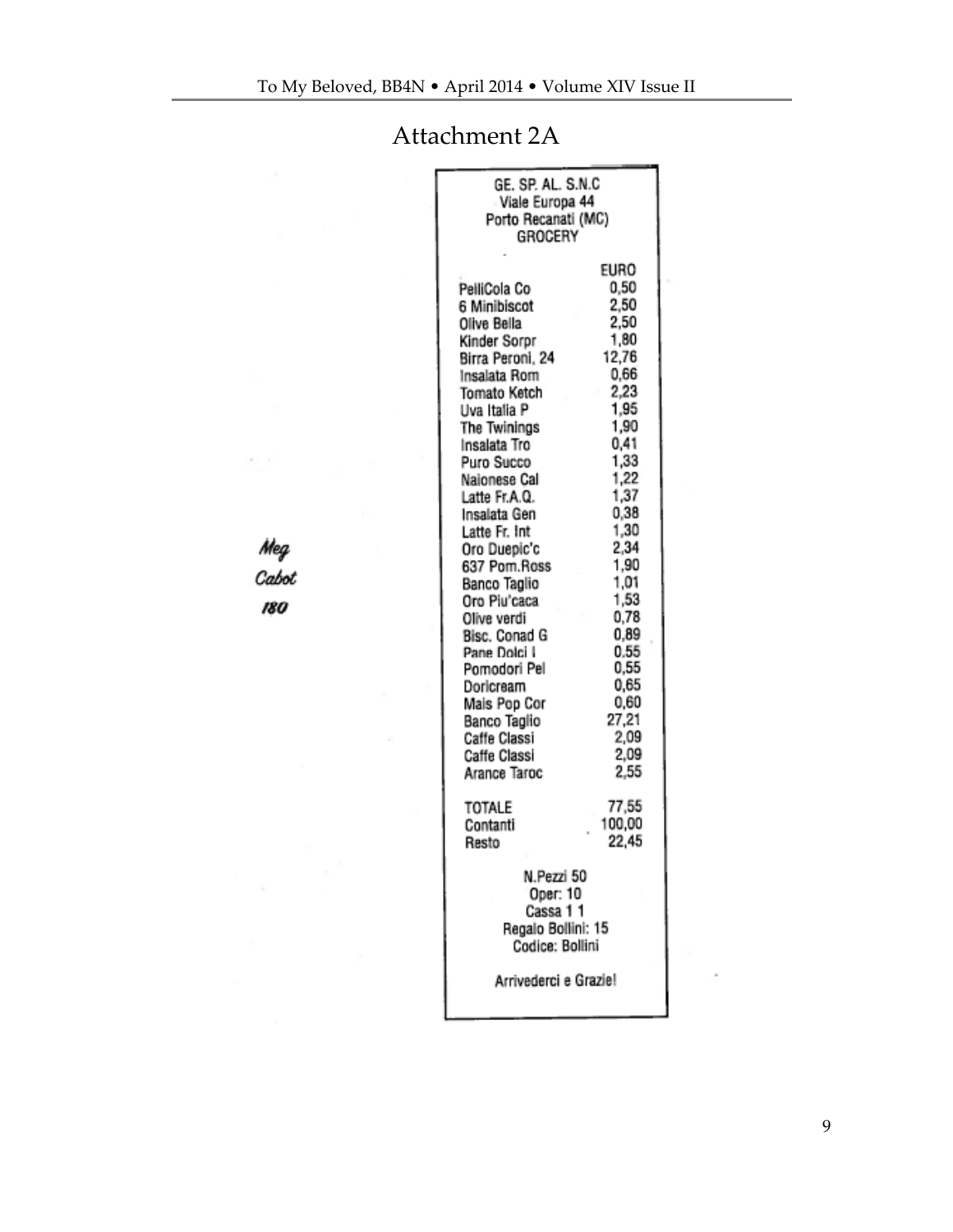# Attachment 2A

Meg
Cabot
180

GE. SP. AL. S.N.C
Viale Europa 44
Porto Recanati (MC)
GROCERY

| | EURO |
|---|---|
| PelliCola Co | 0,50 |
| 6 Minibiscot | 2,50 |
| Olive Bella | 2,50 |
| Kinder Sorpr | 1,80 |
| Birra Peroni, 24 | 12,76 |
| Insalata Rom | 0,66 |
| Tomato Ketch | 2,23 |
| Uva Italia P | 1,95 |
| The Twinings | 1,90 |
| Insalata Tro | 0,41 |
| Puro Succo | 1,33 |
| Naionese Cal | 1,22 |
| Latte Fr.A.Q. | 1,37 |
| Insalata Gen | 0,38 |
| Latte Fr. Int | 1,30 |
| Oro Duepic'c | 2,34 |
| 637 Pom.Ross | 1,90 |
| Banco Taglio | 1,01 |
| Oro Piu'caca | 1,53 |
| Olive verdi | 0,78 |
| Bisc. Conad G | 0,89 |
| Pane Dolci I | 0,55 |
| Pomodori Pel | 0,55 |
| Doricream | 0,65 |
| Mais Pop Cor | 0,60 |
| Banco Taglio | 27,21 |
| Caffe Classi | 2,09 |
| Caffe Classi | 2,09 |
| Arance Taroc | 2,55 |
| | |
| TOTALE | 77,55 |
| Contanti | 100,00 |
| Resto | 22,45 |

N.Pezzi 50
Oper: 10
Cassa 1 1
Regalo Bollini: 15
Codice: Bollini

Arrivederci e Grazie!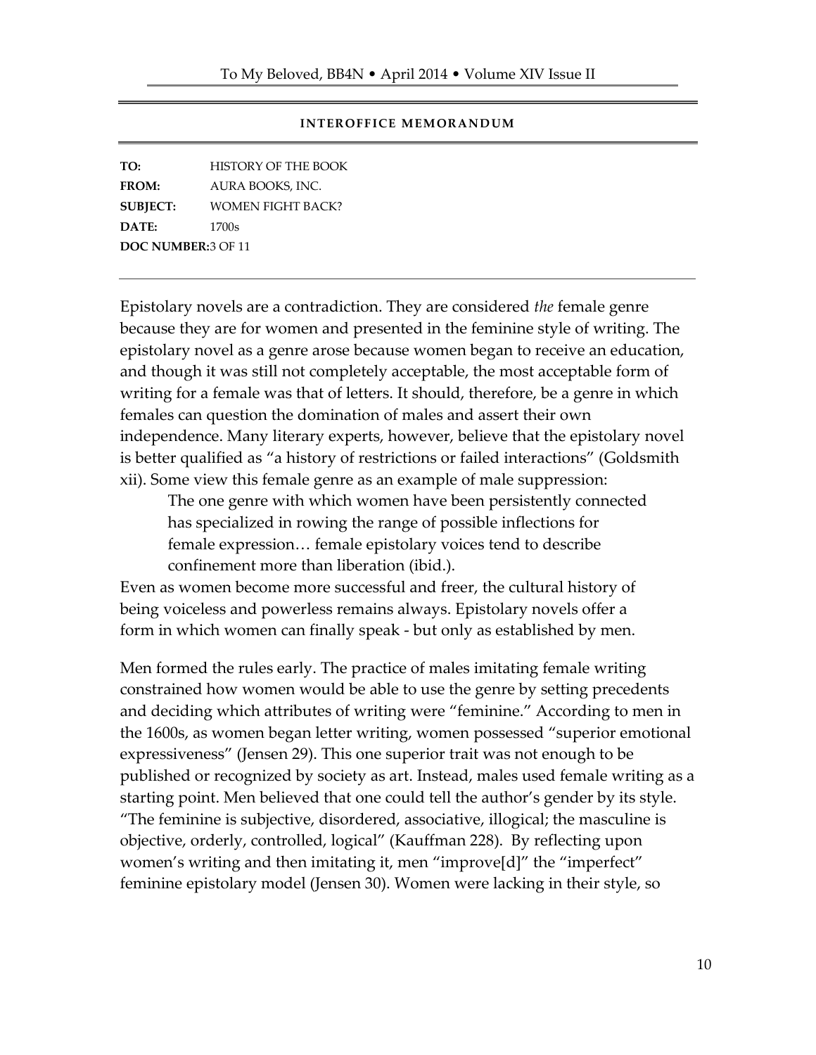**INTEROFFICE MEMORANDUM**

**TO:** HISTORY OF THE BOOK
**FROM:** AURA BOOKS, INC.
**SUBJECT:** WOMEN FIGHT BACK?
**DATE:** 1700s
**DOC NUMBER:** 3 OF 11

---

Epistolary novels are a contradiction. They are considered *the* female genre because they are for women and presented in the feminine style of writing. The epistolary novel as a genre arose because women began to receive an education, and though it was still not completely acceptable, the most acceptable form of writing for a female was that of letters. It should, therefore, be a genre in which females can question the domination of males and assert their own independence. Many literary experts, however, believe that the epistolary novel is better qualified as "a history of restrictions or failed interactions" (Goldsmith xii). Some view this female genre as an example of male suppression:

> The one genre with which women have been persistently connected has specialized in rowing the range of possible inflections for female expression… female epistolary voices tend to describe confinement more than liberation (ibid.).

Even as women become more successful and freer, the cultural history of being voiceless and powerless remains always. Epistolary novels offer a form in which women can finally speak - but only as established by men.

Men formed the rules early. The practice of males imitating female writing constrained how women would be able to use the genre by setting precedents and deciding which attributes of writing were "feminine." According to men in the 1600s, as women began letter writing, women possessed "superior emotional expressiveness" (Jensen 29). This one superior trait was not enough to be published or recognized by society as art. Instead, males used female writing as a starting point. Men believed that one could tell the author's gender by its style. "The feminine is subjective, disordered, associative, illogical; the masculine is objective, orderly, controlled, logical" (Kauffman 228). By reflecting upon women's writing and then imitating it, men "improve[d]" the "imperfect" feminine epistolary model (Jensen 30). Women were lacking in their style, so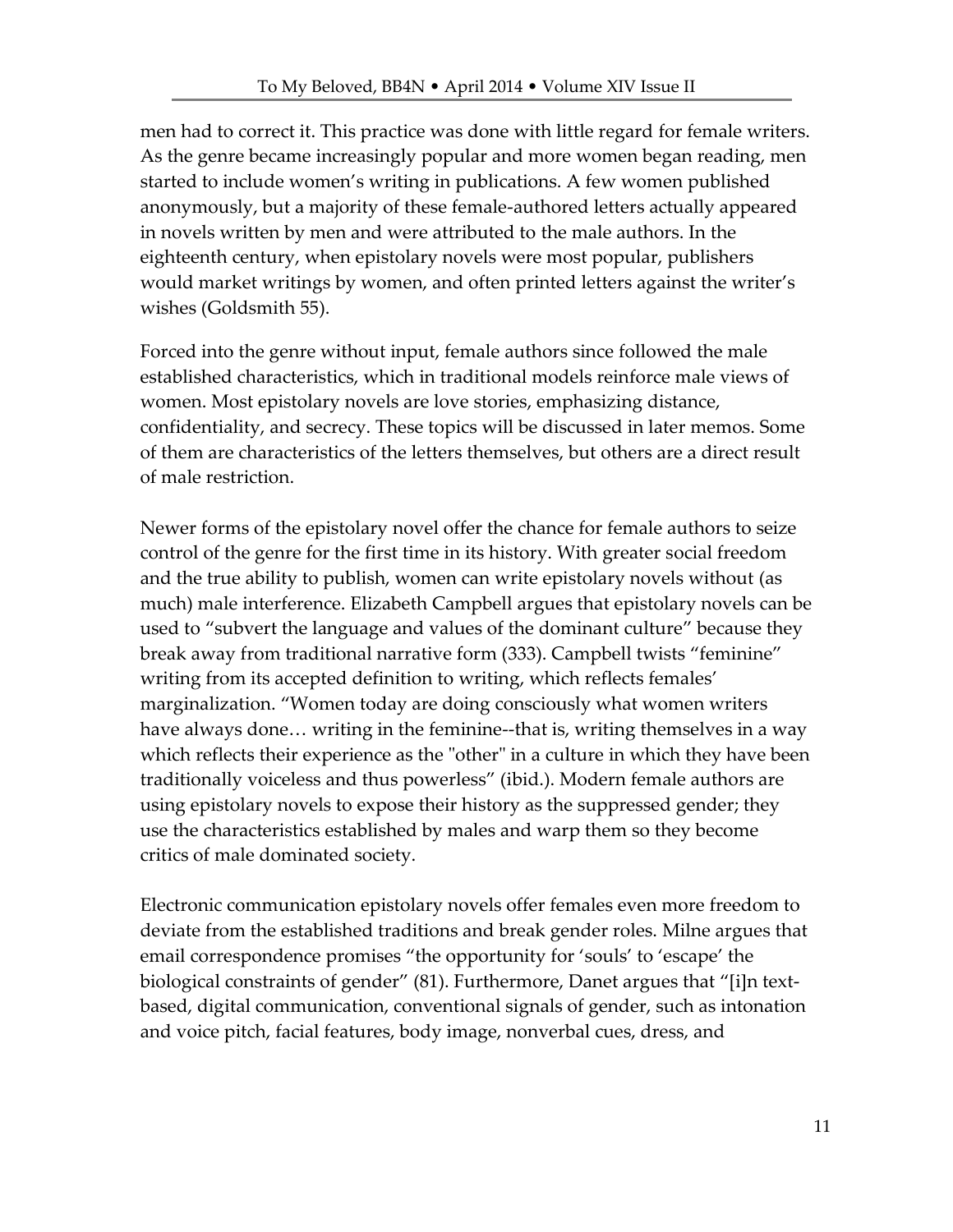men had to correct it. This practice was done with little regard for female writers. As the genre became increasingly popular and more women began reading, men started to include women's writing in publications. A few women published anonymously, but a majority of these female-authored letters actually appeared in novels written by men and were attributed to the male authors. In the eighteenth century, when epistolary novels were most popular, publishers would market writings by women, and often printed letters against the writer's wishes (Goldsmith 55).

Forced into the genre without input, female authors since followed the male established characteristics, which in traditional models reinforce male views of women. Most epistolary novels are love stories, emphasizing distance, confidentiality, and secrecy. These topics will be discussed in later memos. Some of them are characteristics of the letters themselves, but others are a direct result of male restriction.

Newer forms of the epistolary novel offer the chance for female authors to seize control of the genre for the first time in its history. With greater social freedom and the true ability to publish, women can write epistolary novels without (as much) male interference. Elizabeth Campbell argues that epistolary novels can be used to "subvert the language and values of the dominant culture" because they break away from traditional narrative form (333). Campbell twists "feminine" writing from its accepted definition to writing, which reflects females' marginalization. "Women today are doing consciously what women writers have always done… writing in the feminine--that is, writing themselves in a way which reflects their experience as the "other" in a culture in which they have been traditionally voiceless and thus powerless" (ibid.). Modern female authors are using epistolary novels to expose their history as the suppressed gender; they use the characteristics established by males and warp them so they become critics of male dominated society.

Electronic communication epistolary novels offer females even more freedom to deviate from the established traditions and break gender roles. Milne argues that email correspondence promises "the opportunity for 'souls' to 'escape' the biological constraints of gender" (81). Furthermore, Danet argues that "[i]n text-based, digital communication, conventional signals of gender, such as intonation and voice pitch, facial features, body image, nonverbal cues, dress, and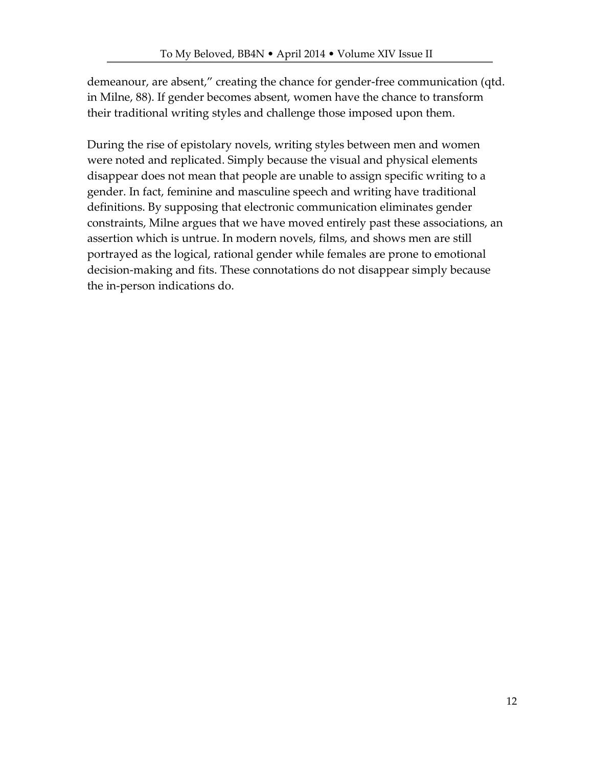demeanour, are absent," creating the chance for gender-free communication (qtd. in Milne, 88). If gender becomes absent, women have the chance to transform their traditional writing styles and challenge those imposed upon them.

During the rise of epistolary novels, writing styles between men and women were noted and replicated. Simply because the visual and physical elements disappear does not mean that people are unable to assign specific writing to a gender. In fact, feminine and masculine speech and writing have traditional definitions. By supposing that electronic communication eliminates gender constraints, Milne argues that we have moved entirely past these associations, an assertion which is untrue. In modern novels, films, and shows men are still portrayed as the logical, rational gender while females are prone to emotional decision-making and fits. These connotations do not disappear simply because the in-person indications do.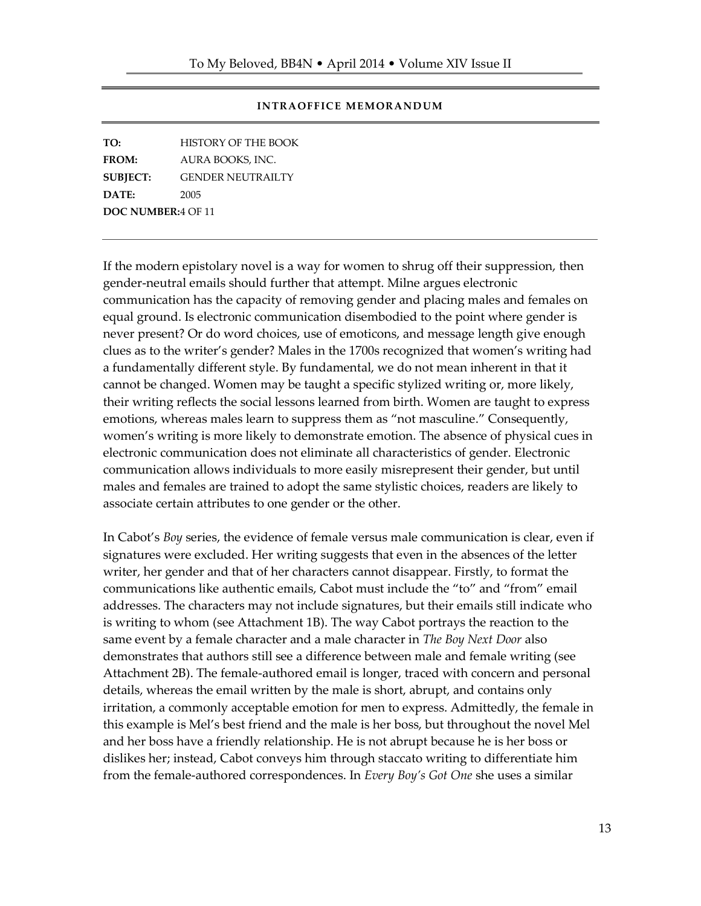**INTRAOFFICE MEMORANDUM**

**TO:** HISTORY OF THE BOOK
**FROM:** AURA BOOKS, INC.
**SUBJECT:** GENDER NEUTRAILTY
**DATE:** 2005
**DOC NUMBER:** 4 OF 11

---

If the modern epistolary novel is a way for women to shrug off their suppression, then gender-neutral emails should further that attempt. Milne argues electronic communication has the capacity of removing gender and placing males and females on equal ground. Is electronic communication disembodied to the point where gender is never present? Or do word choices, use of emoticons, and message length give enough clues as to the writer's gender? Males in the 1700s recognized that women's writing had a fundamentally different style. By fundamental, we do not mean inherent in that it cannot be changed. Women may be taught a specific stylized writing or, more likely, their writing reflects the social lessons learned from birth. Women are taught to express emotions, whereas males learn to suppress them as "not masculine." Consequently, women's writing is more likely to demonstrate emotion. The absence of physical cues in electronic communication does not eliminate all characteristics of gender. Electronic communication allows individuals to more easily misrepresent their gender, but until males and females are trained to adopt the same stylistic choices, readers are likely to associate certain attributes to one gender or the other.

In Cabot's *Boy* series, the evidence of female versus male communication is clear, even if signatures were excluded. Her writing suggests that even in the absences of the letter writer, her gender and that of her characters cannot disappear. Firstly, to format the communications like authentic emails, Cabot must include the "to" and "from" email addresses. The characters may not include signatures, but their emails still indicate who is writing to whom (see Attachment 1B). The way Cabot portrays the reaction to the same event by a female character and a male character in *The Boy Next Door* also demonstrates that authors still see a difference between male and female writing (see Attachment 2B). The female-authored email is longer, traced with concern and personal details, whereas the email written by the male is short, abrupt, and contains only irritation, a commonly acceptable emotion for men to express. Admittedly, the female in this example is Mel's best friend and the male is her boss, but throughout the novel Mel and her boss have a friendly relationship. He is not abrupt because he is her boss or dislikes her; instead, Cabot conveys him through staccato writing to differentiate him from the female-authored correspondences. In *Every Boy's Got One* she uses a similar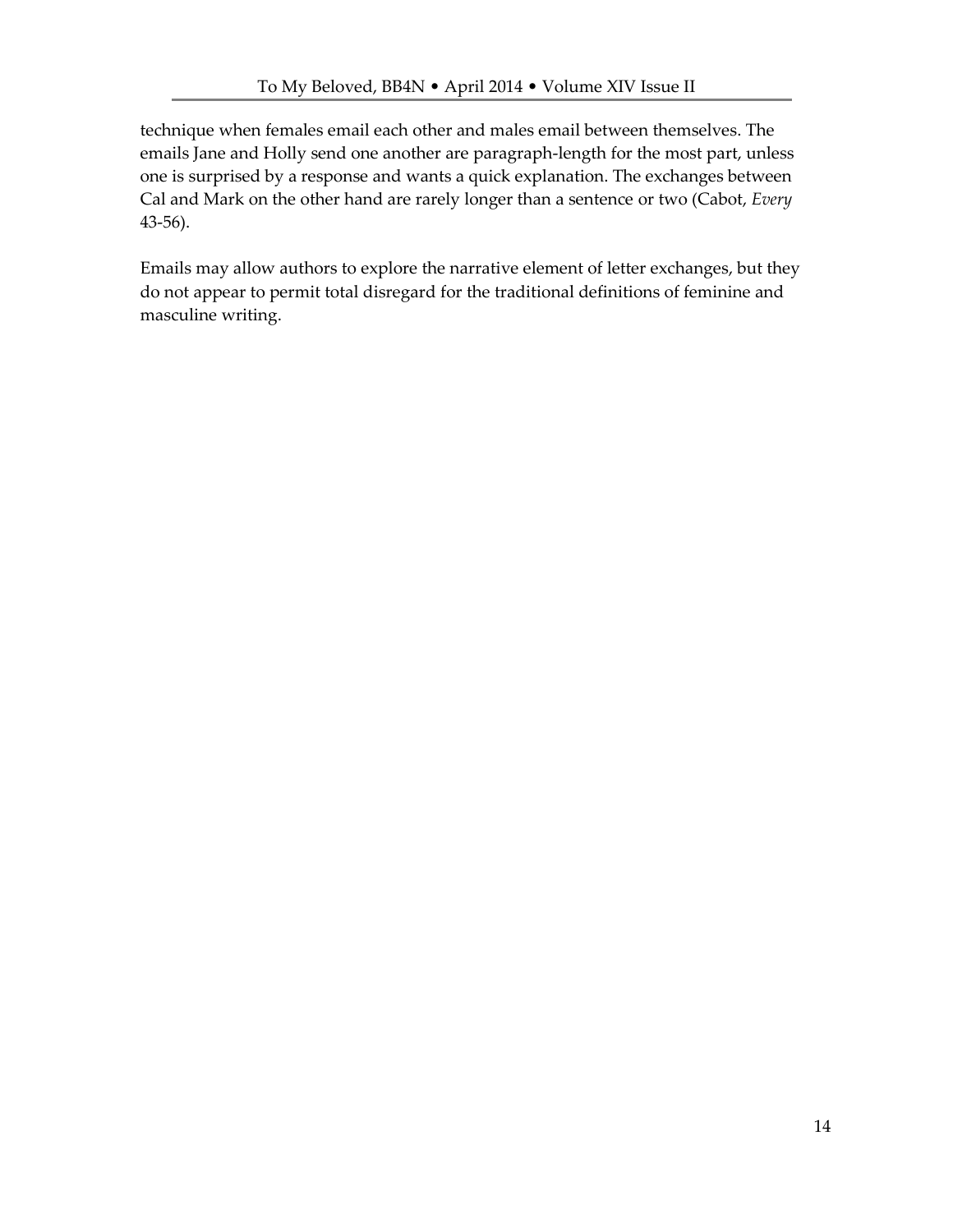technique when females email each other and males email between themselves. The emails Jane and Holly send one another are paragraph-length for the most part, unless one is surprised by a response and wants a quick explanation. The exchanges between Cal and Mark on the other hand are rarely longer than a sentence or two (Cabot, *Every* 43-56).

Emails may allow authors to explore the narrative element of letter exchanges, but they do not appear to permit total disregard for the traditional definitions of feminine and masculine writing.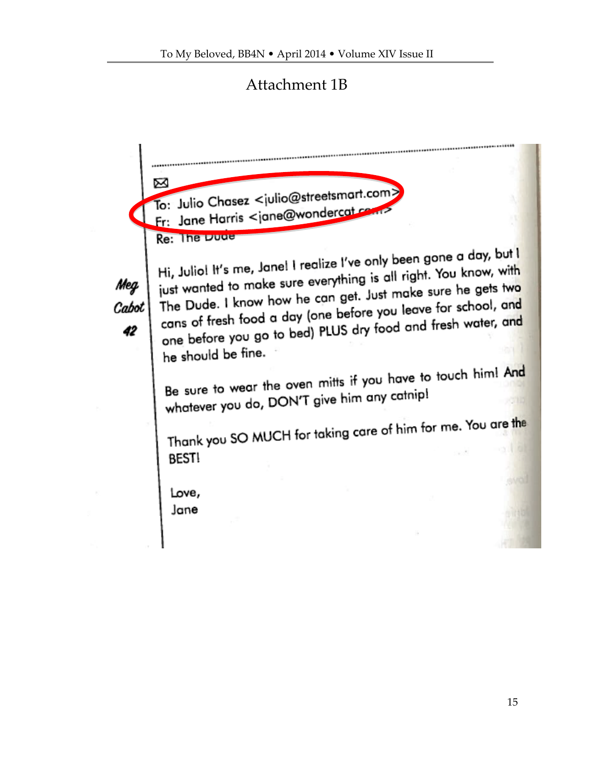# Attachment 1B

To: Julio Chasez <julio@streetsmart.com>
Fr: Jane Harris <jane@wondercat.com>
Re: The Dude

Hi, Julio! It's me, Jane! I realize I've only been gone a day, but I just wanted to make sure everything is all right. You know, with The Dude. I know how he can get. Just make sure he gets two cans of fresh food a day (one before you leave for school, and one before you go to bed) PLUS dry food and fresh water, and he should be fine.

Be sure to wear the oven mitts if you have to touch him! And whatever you do, DON'T give him any catnip!

Thank you SO MUCH for taking care of him for me. You are the BEST!

Love,
Jane

Meg Cabot 42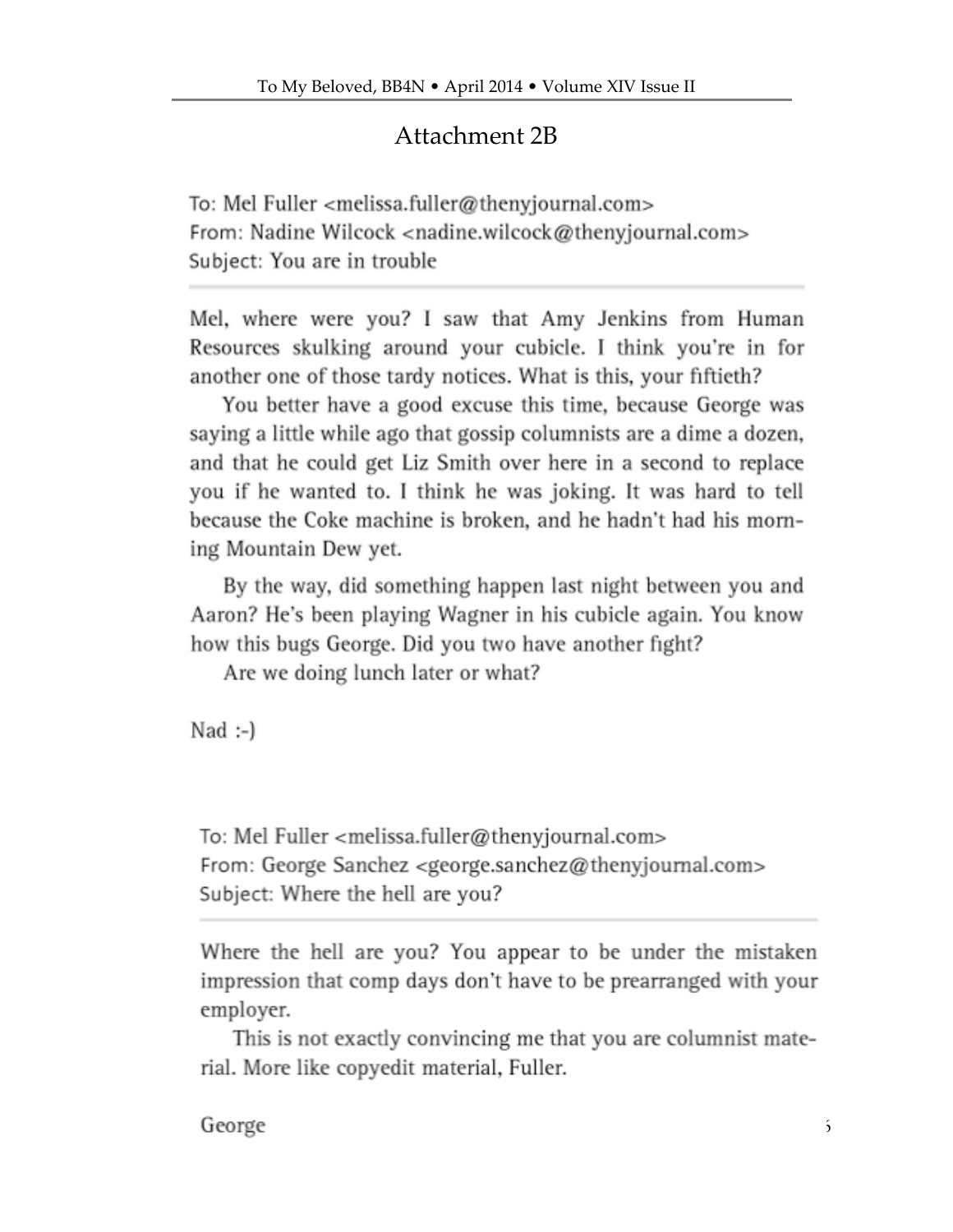## Attachment 2B

To: Mel Fuller <melissa.fuller@thenyjournal.com>
From: Nadine Wilcock <nadine.wilcock@thenyjournal.com>
Subject: You are in trouble

---

Mel, where were you? I saw that Amy Jenkins from Human Resources skulking around your cubicle. I think you're in for another one of those tardy notices. What is this, your fiftieth?

You better have a good excuse this time, because George was saying a little while ago that gossip columnists are a dime a dozen, and that he could get Liz Smith over here in a second to replace you if he wanted to. I think he was joking. It was hard to tell because the Coke machine is broken, and he hadn't had his morning Mountain Dew yet.

By the way, did something happen last night between you and Aaron? He's been playing Wagner in his cubicle again. You know how this bugs George. Did you two have another fight?

Are we doing lunch later or what?

Nad :-)

To: Mel Fuller <melissa.fuller@thenyjournal.com>
From: George Sanchez <george.sanchez@thenyjournal.com>
Subject: Where the hell are you?

---

Where the hell are you? You appear to be under the mistaken impression that comp days don't have to be prearranged with your employer.

This is not exactly convincing me that you are columnist material. More like copyedit material, Fuller.

George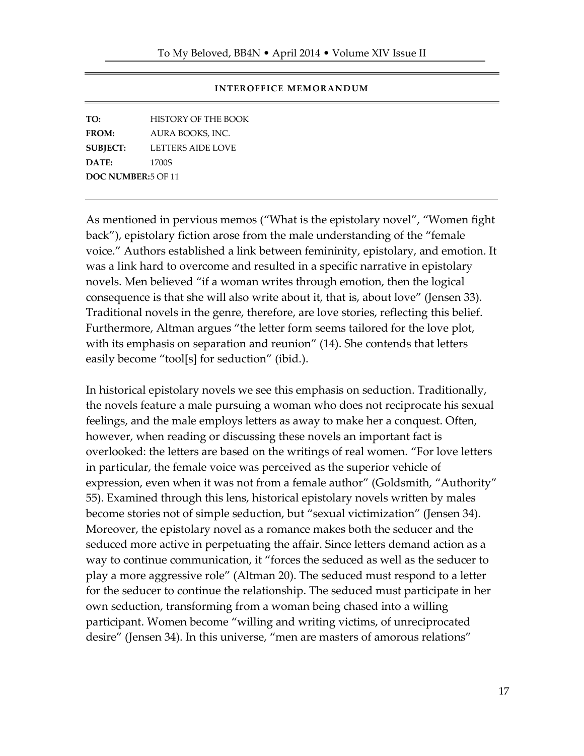**INTEROFFICE MEMORANDUM**

**TO:** HISTORY OF THE BOOK
**FROM:** AURA BOOKS, INC.
**SUBJECT:** LETTERS AIDE LOVE
**DATE:** 1700S
**DOC NUMBER:** 5 OF 11

---

As mentioned in pervious memos ("What is the epistolary novel", "Women fight back"), epistolary fiction arose from the male understanding of the "female voice." Authors established a link between femininity, epistolary, and emotion. It was a link hard to overcome and resulted in a specific narrative in epistolary novels. Men believed "if a woman writes through emotion, then the logical consequence is that she will also write about it, that is, about love" (Jensen 33). Traditional novels in the genre, therefore, are love stories, reflecting this belief. Furthermore, Altman argues "the letter form seems tailored for the love plot, with its emphasis on separation and reunion" (14). She contends that letters easily become "tool[s] for seduction" (ibid.).

In historical epistolary novels we see this emphasis on seduction. Traditionally, the novels feature a male pursuing a woman who does not reciprocate his sexual feelings, and the male employs letters as away to make her a conquest. Often, however, when reading or discussing these novels an important fact is overlooked: the letters are based on the writings of real women. "For love letters in particular, the female voice was perceived as the superior vehicle of expression, even when it was not from a female author" (Goldsmith, "Authority" 55). Examined through this lens, historical epistolary novels written by males become stories not of simple seduction, but "sexual victimization" (Jensen 34). Moreover, the epistolary novel as a romance makes both the seducer and the seduced more active in perpetuating the affair. Since letters demand action as a way to continue communication, it "forces the seduced as well as the seducer to play a more aggressive role" (Altman 20). The seduced must respond to a letter for the seducer to continue the relationship. The seduced must participate in her own seduction, transforming from a woman being chased into a willing participant. Women become "willing and writing victims, of unreciprocated desire" (Jensen 34). In this universe, "men are masters of amorous relations"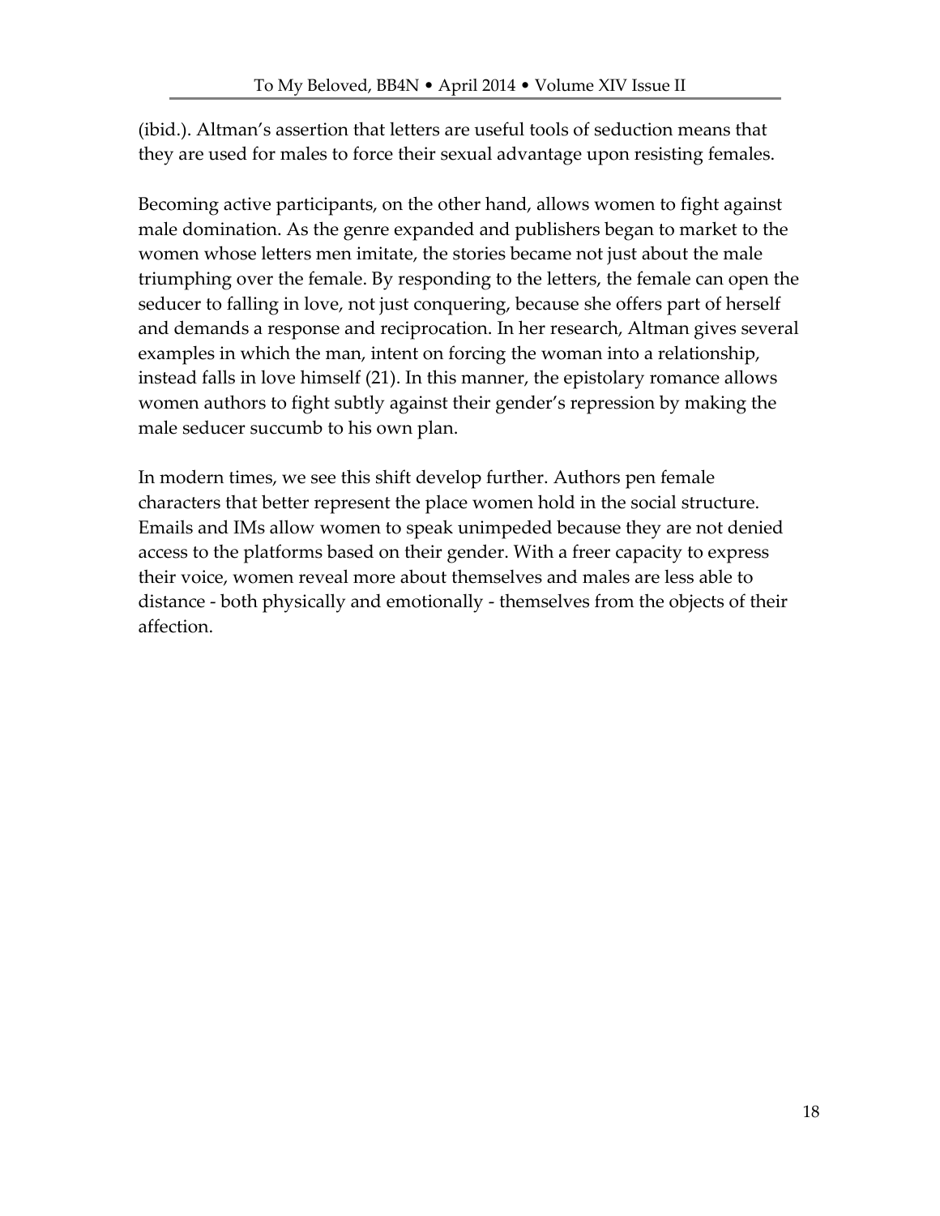(ibid.). Altman's assertion that letters are useful tools of seduction means that they are used for males to force their sexual advantage upon resisting females.

Becoming active participants, on the other hand, allows women to fight against male domination. As the genre expanded and publishers began to market to the women whose letters men imitate, the stories became not just about the male triumphing over the female. By responding to the letters, the female can open the seducer to falling in love, not just conquering, because she offers part of herself and demands a response and reciprocation. In her research, Altman gives several examples in which the man, intent on forcing the woman into a relationship, instead falls in love himself (21). In this manner, the epistolary romance allows women authors to fight subtly against their gender's repression by making the male seducer succumb to his own plan.

In modern times, we see this shift develop further. Authors pen female characters that better represent the place women hold in the social structure. Emails and IMs allow women to speak unimpeded because they are not denied access to the platforms based on their gender. With a freer capacity to express their voice, women reveal more about themselves and males are less able to distance - both physically and emotionally - themselves from the objects of their affection.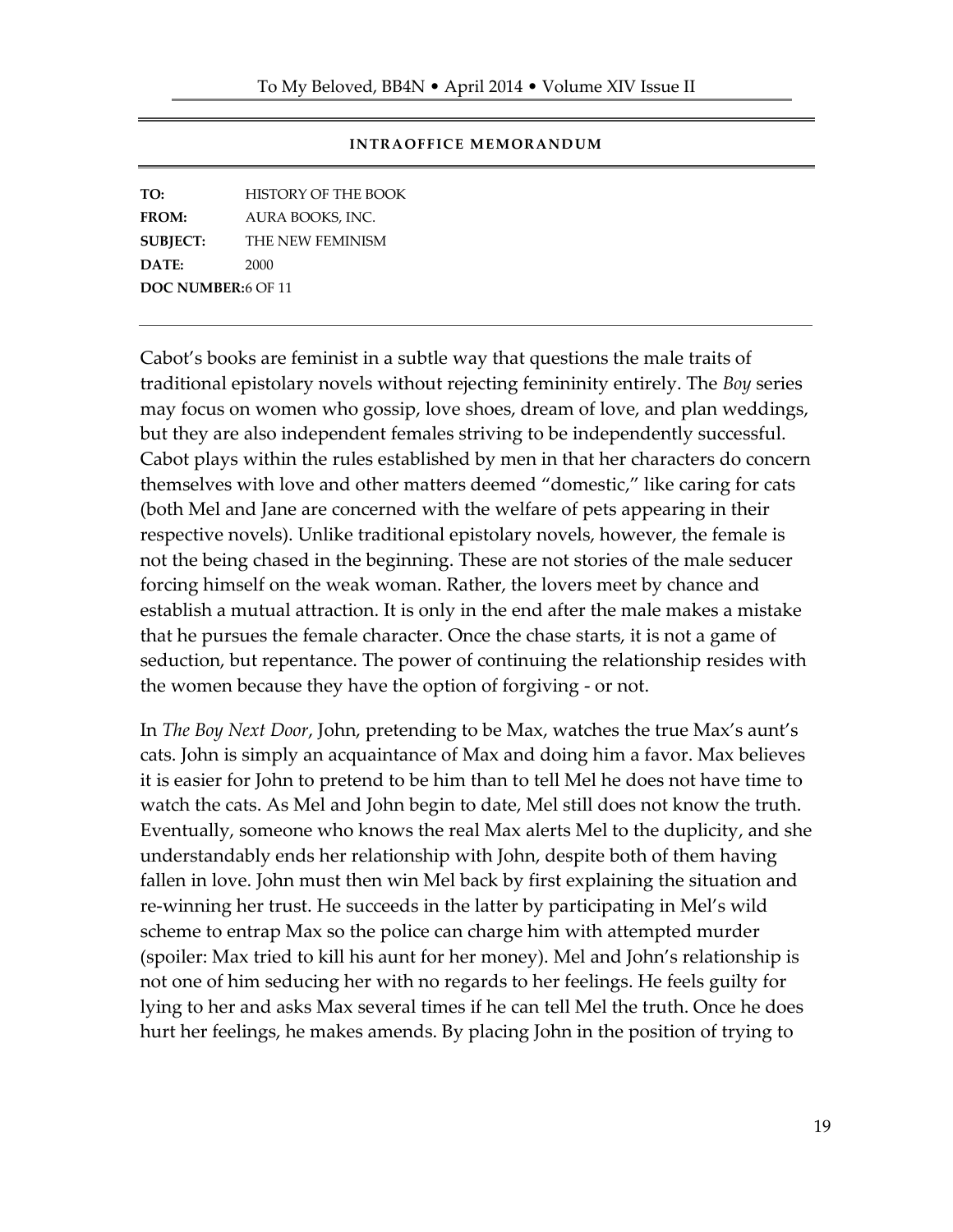**INTRAOFFICE MEMORANDUM**

**TO:** HISTORY OF THE BOOK
**FROM:** AURA BOOKS, INC.
**SUBJECT:** THE NEW FEMINISM
**DATE:** 2000
**DOC NUMBER:** 6 OF 11

---

Cabot's books are feminist in a subtle way that questions the male traits of traditional epistolary novels without rejecting femininity entirely. The *Boy* series may focus on women who gossip, love shoes, dream of love, and plan weddings, but they are also independent females striving to be independently successful. Cabot plays within the rules established by men in that her characters do concern themselves with love and other matters deemed "domestic," like caring for cats (both Mel and Jane are concerned with the welfare of pets appearing in their respective novels). Unlike traditional epistolary novels, however, the female is not the being chased in the beginning. These are not stories of the male seducer forcing himself on the weak woman. Rather, the lovers meet by chance and establish a mutual attraction. It is only in the end after the male makes a mistake that he pursues the female character. Once the chase starts, it is not a game of seduction, but repentance. The power of continuing the relationship resides with the women because they have the option of forgiving - or not.

In *The Boy Next Door*, John, pretending to be Max, watches the true Max's aunt's cats. John is simply an acquaintance of Max and doing him a favor. Max believes it is easier for John to pretend to be him than to tell Mel he does not have time to watch the cats. As Mel and John begin to date, Mel still does not know the truth. Eventually, someone who knows the real Max alerts Mel to the duplicity, and she understandably ends her relationship with John, despite both of them having fallen in love. John must then win Mel back by first explaining the situation and re-winning her trust. He succeeds in the latter by participating in Mel's wild scheme to entrap Max so the police can charge him with attempted murder (spoiler: Max tried to kill his aunt for her money). Mel and John's relationship is not one of him seducing her with no regards to her feelings. He feels guilty for lying to her and asks Max several times if he can tell Mel the truth. Once he does hurt her feelings, he makes amends. By placing John in the position of trying to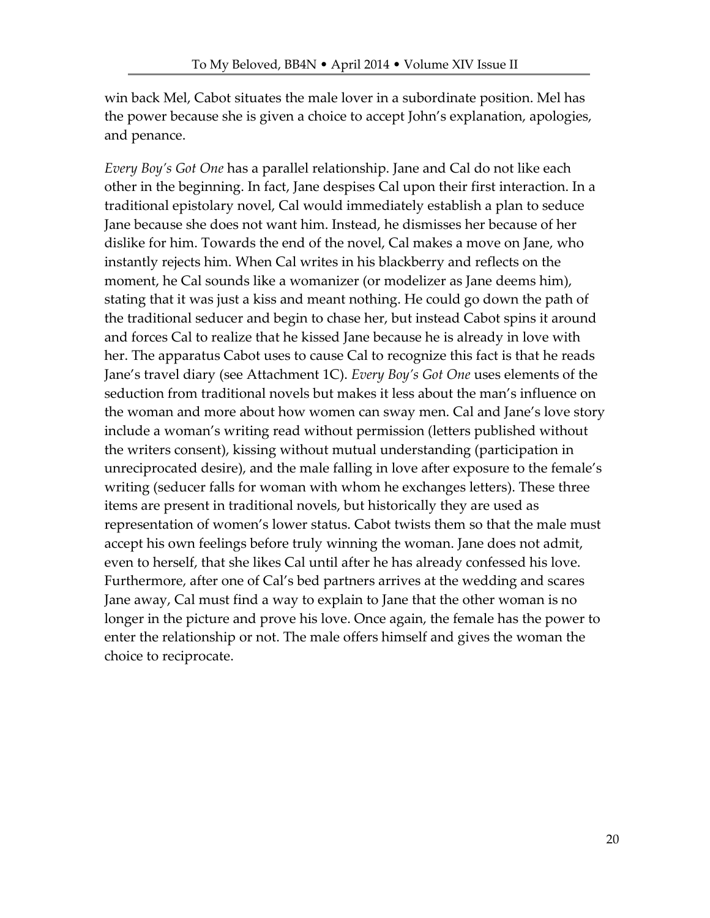win back Mel, Cabot situates the male lover in a subordinate position. Mel has the power because she is given a choice to accept John's explanation, apologies, and penance.

*Every Boy's Got One* has a parallel relationship. Jane and Cal do not like each other in the beginning. In fact, Jane despises Cal upon their first interaction. In a traditional epistolary novel, Cal would immediately establish a plan to seduce Jane because she does not want him. Instead, he dismisses her because of her dislike for him. Towards the end of the novel, Cal makes a move on Jane, who instantly rejects him. When Cal writes in his blackberry and reflects on the moment, he Cal sounds like a womanizer (or modelizer as Jane deems him), stating that it was just a kiss and meant nothing. He could go down the path of the traditional seducer and begin to chase her, but instead Cabot spins it around and forces Cal to realize that he kissed Jane because he is already in love with her. The apparatus Cabot uses to cause Cal to recognize this fact is that he reads Jane's travel diary (see Attachment 1C). *Every Boy's Got One* uses elements of the seduction from traditional novels but makes it less about the man's influence on the woman and more about how women can sway men. Cal and Jane's love story include a woman's writing read without permission (letters published without the writers consent), kissing without mutual understanding (participation in unreciprocated desire), and the male falling in love after exposure to the female's writing (seducer falls for woman with whom he exchanges letters). These three items are present in traditional novels, but historically they are used as representation of women's lower status. Cabot twists them so that the male must accept his own feelings before truly winning the woman. Jane does not admit, even to herself, that she likes Cal until after he has already confessed his love. Furthermore, after one of Cal's bed partners arrives at the wedding and scares Jane away, Cal must find a way to explain to Jane that the other woman is no longer in the picture and prove his love. Once again, the female has the power to enter the relationship or not. The male offers himself and gives the woman the choice to reciprocate.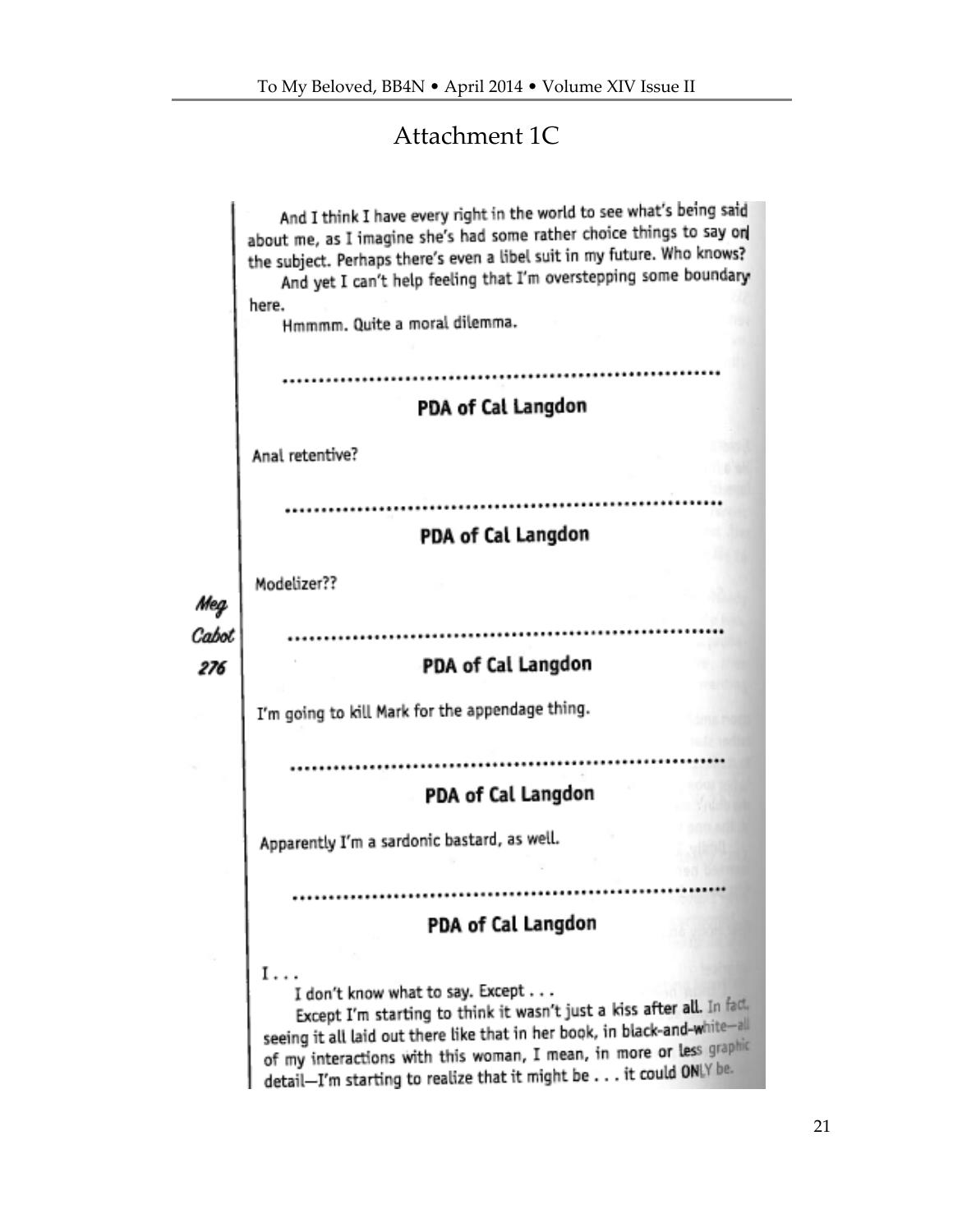## Attachment 1C

And I think I have every right in the world to see what's being said about me, as I imagine she's had some rather choice things to say on the subject. Perhaps there's even a libel suit in my future. Who knows?

And yet I can't help feeling that I'm overstepping some boundary here.

Hmmmm. Quite a moral dilemma.

..............................................................

**PDA of Cal Langdon**

Anal retentive?

..............................................................

**PDA of Cal Langdon**

Modelizer??

..............................................................

**PDA of Cal Langdon**

I'm going to kill Mark for the appendage thing.

..............................................................

**PDA of Cal Langdon**

Apparently I'm a sardonic bastard, as well.

..............................................................

**PDA of Cal Langdon**

I . . .

I don't know what to say. Except . . .

Except I'm starting to think it wasn't just a kiss after all. In fact, seeing it all laid out there like that in her book, in black-and-white—all of my interactions with this woman, I mean, in more or less graphic detail—I'm starting to realize that it might be . . . it could ONLY be.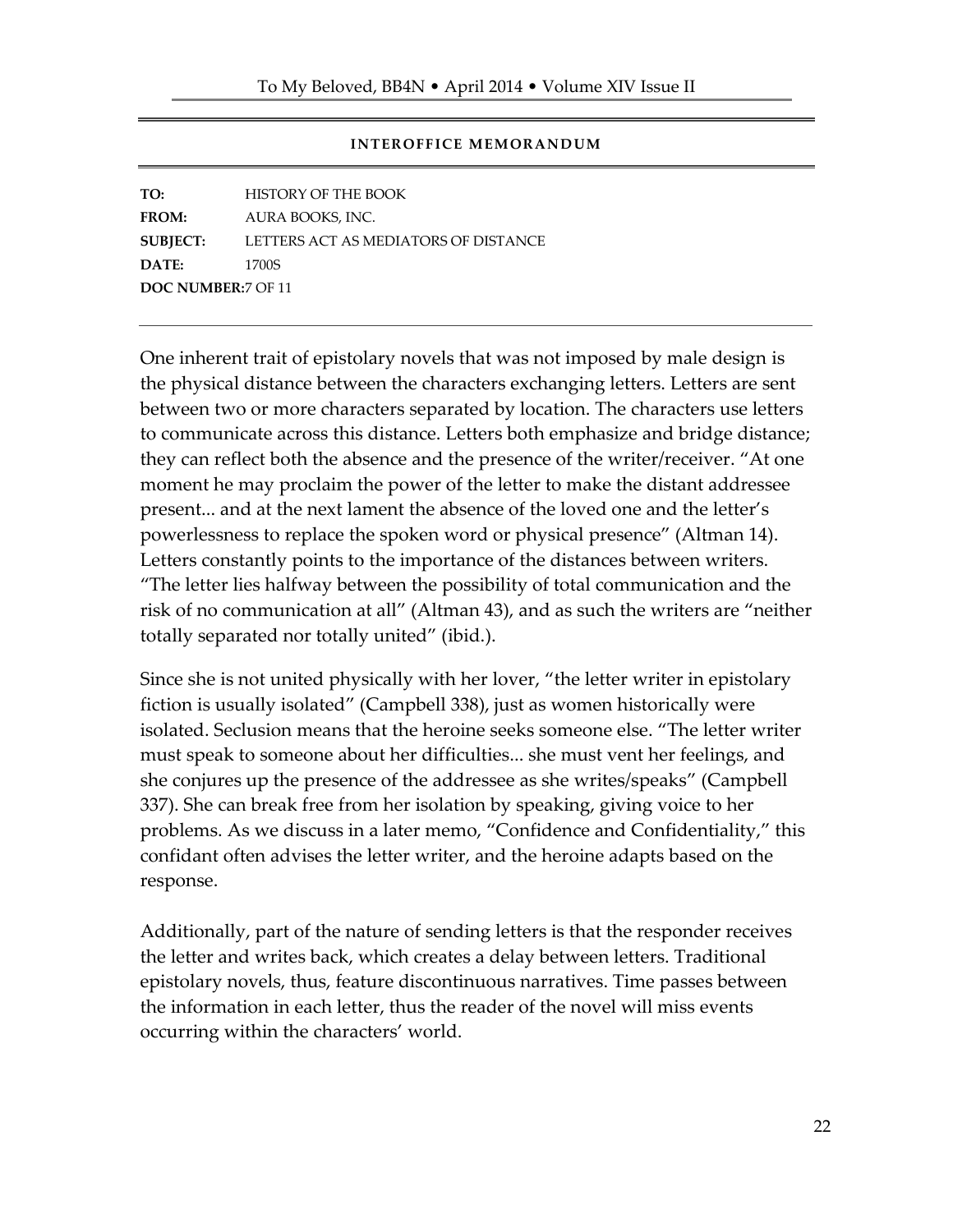**INTEROFFICE MEMORANDUM**

**TO:** HISTORY OF THE BOOK
**FROM:** AURA BOOKS, INC.
**SUBJECT:** LETTERS ACT AS MEDIATORS OF DISTANCE
**DATE:** 1700S
**DOC NUMBER:** 7 OF 11

---

One inherent trait of epistolary novels that was not imposed by male design is the physical distance between the characters exchanging letters. Letters are sent between two or more characters separated by location. The characters use letters to communicate across this distance. Letters both emphasize and bridge distance; they can reflect both the absence and the presence of the writer/receiver. "At one moment he may proclaim the power of the letter to make the distant addressee present... and at the next lament the absence of the loved one and the letter's powerlessness to replace the spoken word or physical presence" (Altman 14). Letters constantly points to the importance of the distances between writers. "The letter lies halfway between the possibility of total communication and the risk of no communication at all" (Altman 43), and as such the writers are "neither totally separated nor totally united" (ibid.).

Since she is not united physically with her lover, "the letter writer in epistolary fiction is usually isolated" (Campbell 338), just as women historically were isolated. Seclusion means that the heroine seeks someone else. "The letter writer must speak to someone about her difficulties... she must vent her feelings, and she conjures up the presence of the addressee as she writes/speaks" (Campbell 337). She can break free from her isolation by speaking, giving voice to her problems. As we discuss in a later memo, "Confidence and Confidentiality," this confidant often advises the letter writer, and the heroine adapts based on the response.

Additionally, part of the nature of sending letters is that the responder receives the letter and writes back, which creates a delay between letters. Traditional epistolary novels, thus, feature discontinuous narratives. Time passes between the information in each letter, thus the reader of the novel will miss events occurring within the characters' world.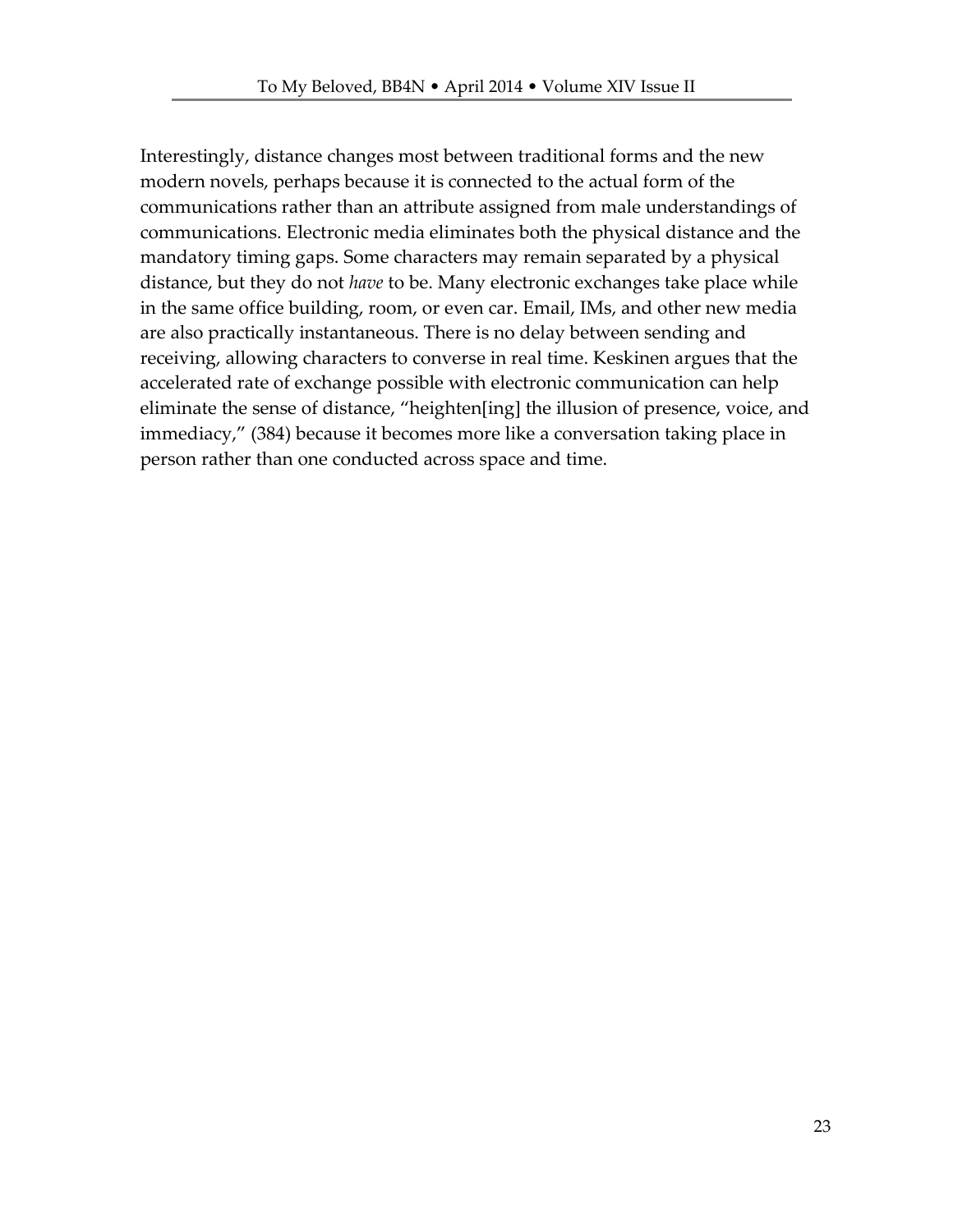Interestingly, distance changes most between traditional forms and the new modern novels, perhaps because it is connected to the actual form of the communications rather than an attribute assigned from male understandings of communications. Electronic media eliminates both the physical distance and the mandatory timing gaps. Some characters may remain separated by a physical distance, but they do not *have* to be. Many electronic exchanges take place while in the same office building, room, or even car. Email, IMs, and other new media are also practically instantaneous. There is no delay between sending and receiving, allowing characters to converse in real time. Keskinen argues that the accelerated rate of exchange possible with electronic communication can help eliminate the sense of distance, "heighten[ing] the illusion of presence, voice, and immediacy," (384) because it becomes more like a conversation taking place in person rather than one conducted across space and time.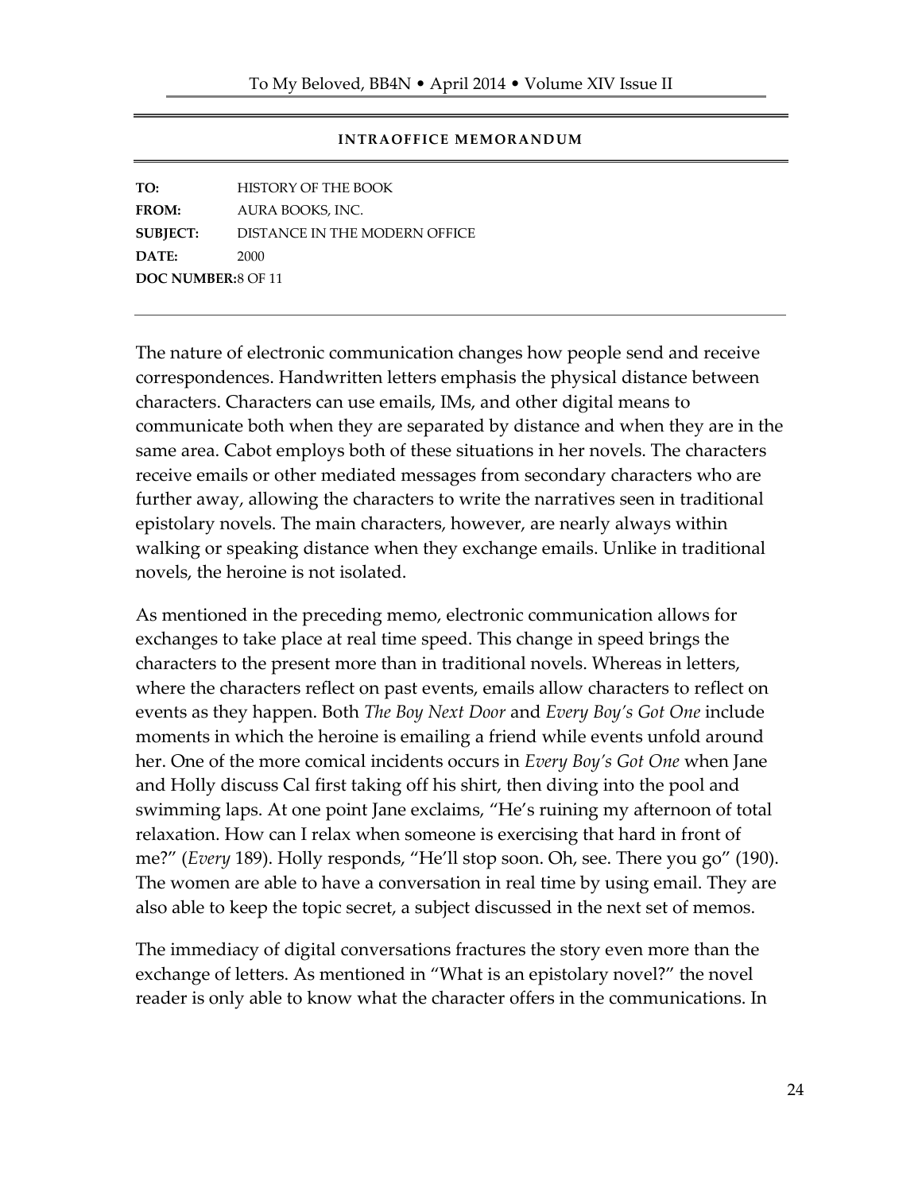**INTRAOFFICE MEMORANDUM**

**TO:** HISTORY OF THE BOOK
**FROM:** AURA BOOKS, INC.
**SUBJECT:** DISTANCE IN THE MODERN OFFICE
**DATE:** 2000
**DOC NUMBER:** 8 OF 11

---

The nature of electronic communication changes how people send and receive correspondences. Handwritten letters emphasis the physical distance between characters. Characters can use emails, IMs, and other digital means to communicate both when they are separated by distance and when they are in the same area. Cabot employs both of these situations in her novels. The characters receive emails or other mediated messages from secondary characters who are further away, allowing the characters to write the narratives seen in traditional epistolary novels. The main characters, however, are nearly always within walking or speaking distance when they exchange emails. Unlike in traditional novels, the heroine is not isolated.

As mentioned in the preceding memo, electronic communication allows for exchanges to take place at real time speed. This change in speed brings the characters to the present more than in traditional novels. Whereas in letters, where the characters reflect on past events, emails allow characters to reflect on events as they happen. Both *The Boy Next Door* and *Every Boy's Got One* include moments in which the heroine is emailing a friend while events unfold around her. One of the more comical incidents occurs in *Every Boy's Got One* when Jane and Holly discuss Cal first taking off his shirt, then diving into the pool and swimming laps. At one point Jane exclaims, "He's ruining my afternoon of total relaxation. How can I relax when someone is exercising that hard in front of me?" (*Every* 189). Holly responds, "He'll stop soon. Oh, see. There you go" (190). The women are able to have a conversation in real time by using email. They are also able to keep the topic secret, a subject discussed in the next set of memos.

The immediacy of digital conversations fractures the story even more than the exchange of letters. As mentioned in "What is an epistolary novel?" the novel reader is only able to know what the character offers in the communications. In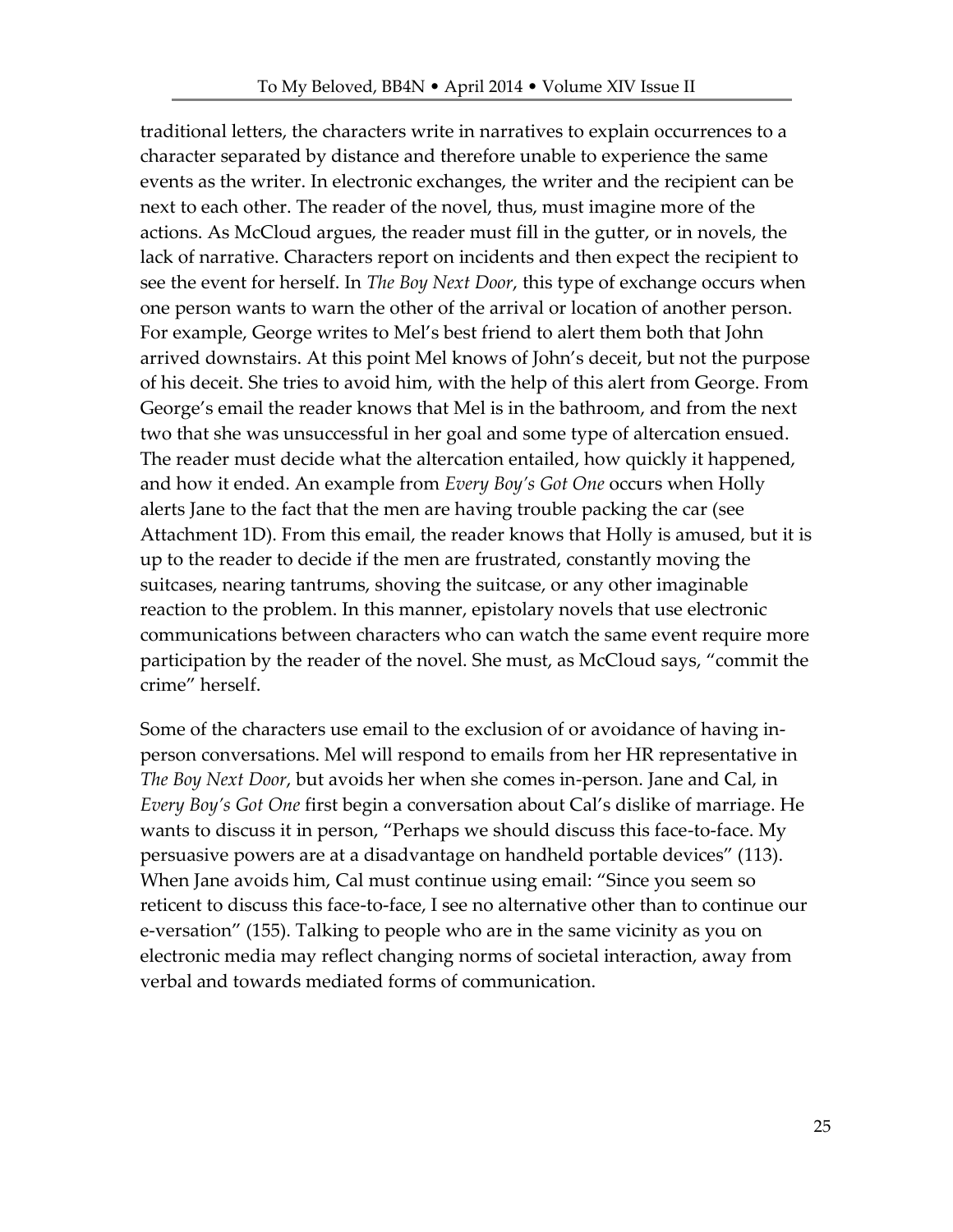traditional letters, the characters write in narratives to explain occurrences to a character separated by distance and therefore unable to experience the same events as the writer. In electronic exchanges, the writer and the recipient can be next to each other. The reader of the novel, thus, must imagine more of the actions. As McCloud argues, the reader must fill in the gutter, or in novels, the lack of narrative. Characters report on incidents and then expect the recipient to see the event for herself. In *The Boy Next Door*, this type of exchange occurs when one person wants to warn the other of the arrival or location of another person. For example, George writes to Mel's best friend to alert them both that John arrived downstairs. At this point Mel knows of John's deceit, but not the purpose of his deceit. She tries to avoid him, with the help of this alert from George. From George's email the reader knows that Mel is in the bathroom, and from the next two that she was unsuccessful in her goal and some type of altercation ensued. The reader must decide what the altercation entailed, how quickly it happened, and how it ended. An example from *Every Boy's Got One* occurs when Holly alerts Jane to the fact that the men are having trouble packing the car (see Attachment 1D). From this email, the reader knows that Holly is amused, but it is up to the reader to decide if the men are frustrated, constantly moving the suitcases, nearing tantrums, shoving the suitcase, or any other imaginable reaction to the problem. In this manner, epistolary novels that use electronic communications between characters who can watch the same event require more participation by the reader of the novel. She must, as McCloud says, "commit the crime" herself.

Some of the characters use email to the exclusion of or avoidance of having in-person conversations. Mel will respond to emails from her HR representative in *The Boy Next Door*, but avoids her when she comes in-person. Jane and Cal, in *Every Boy's Got One* first begin a conversation about Cal's dislike of marriage. He wants to discuss it in person, "Perhaps we should discuss this face-to-face. My persuasive powers are at a disadvantage on handheld portable devices" (113). When Jane avoids him, Cal must continue using email: "Since you seem so reticent to discuss this face-to-face, I see no alternative other than to continue our e-versation" (155). Talking to people who are in the same vicinity as you on electronic media may reflect changing norms of societal interaction, away from verbal and towards mediated forms of communication.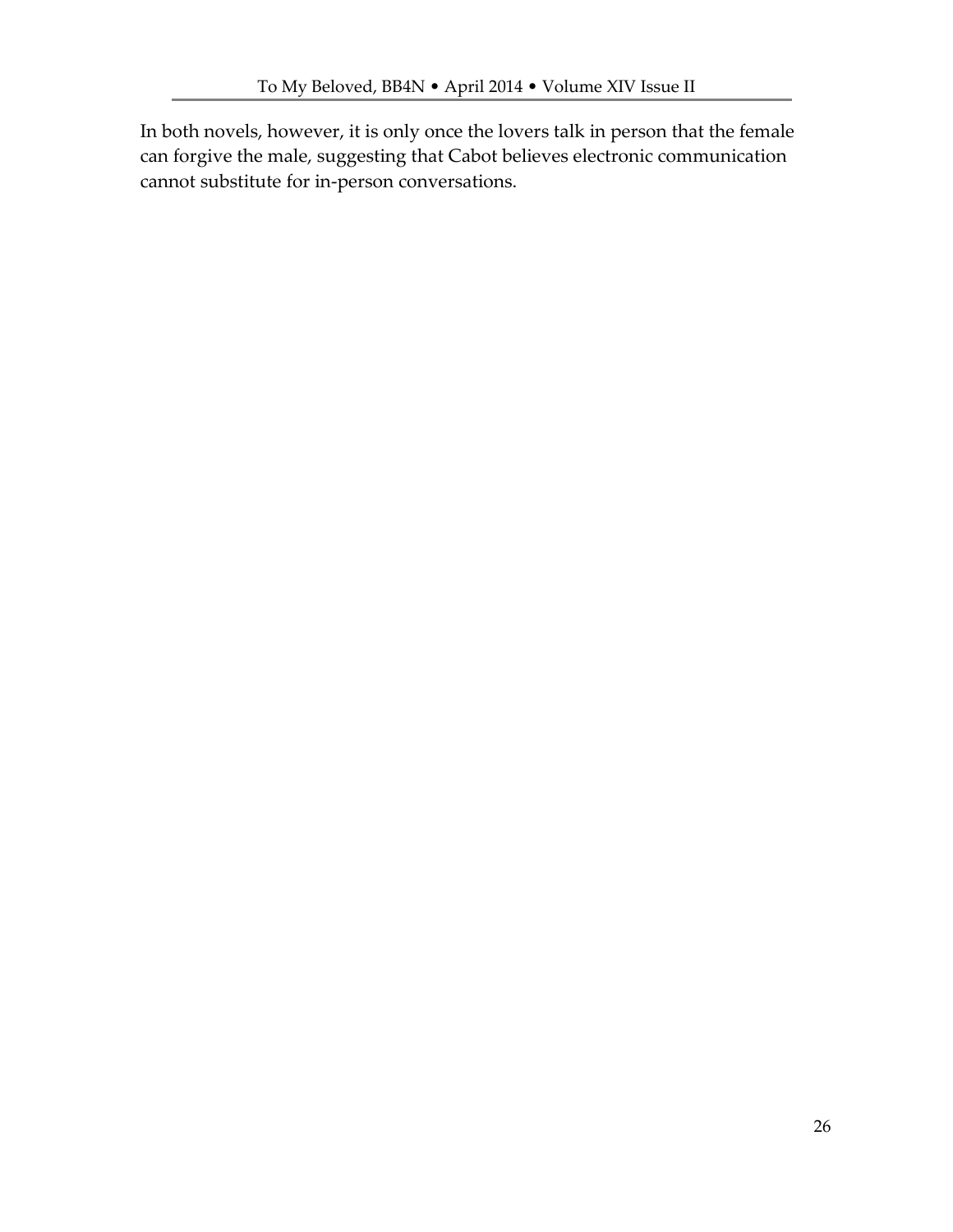In both novels, however, it is only once the lovers talk in person that the female can forgive the male, suggesting that Cabot believes electronic communication cannot substitute for in-person conversations.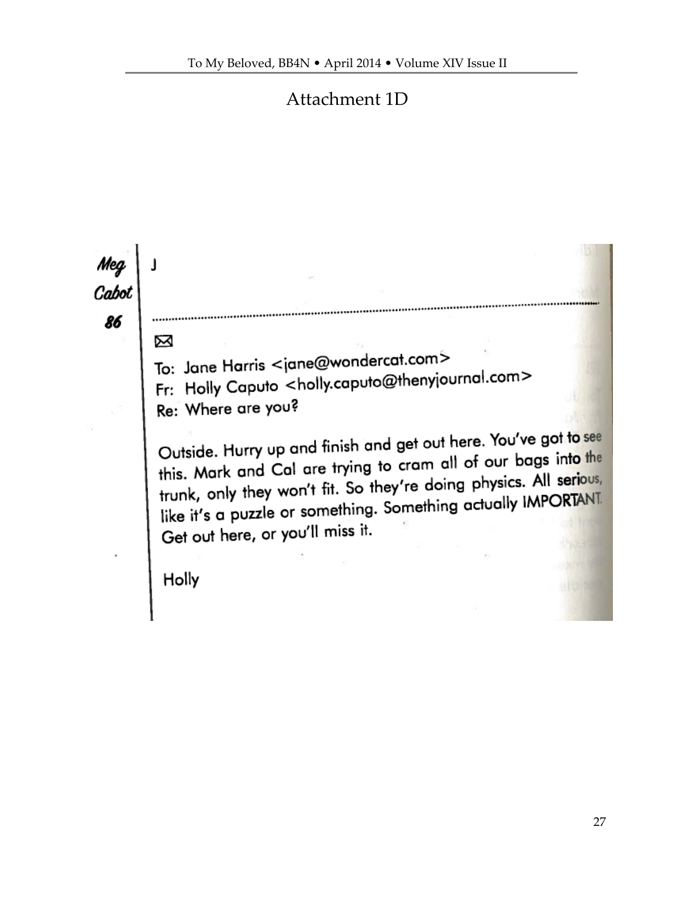## Attachment 1D

Meg Cabot 86

J

✉

To: Jane Harris <jane@wondercat.com>
Fr: Holly Caputo <holly.caputo@thenyjournal.com>
Re: Where are you?

Outside. Hurry up and finish and get out here. You've got to see this. Mark and Cal are trying to cram all of our bags into the trunk, only they won't fit. So they're doing physics. All serious, like it's a puzzle or something. Something actually IMPORTANT. Get out here, or you'll miss it.

Holly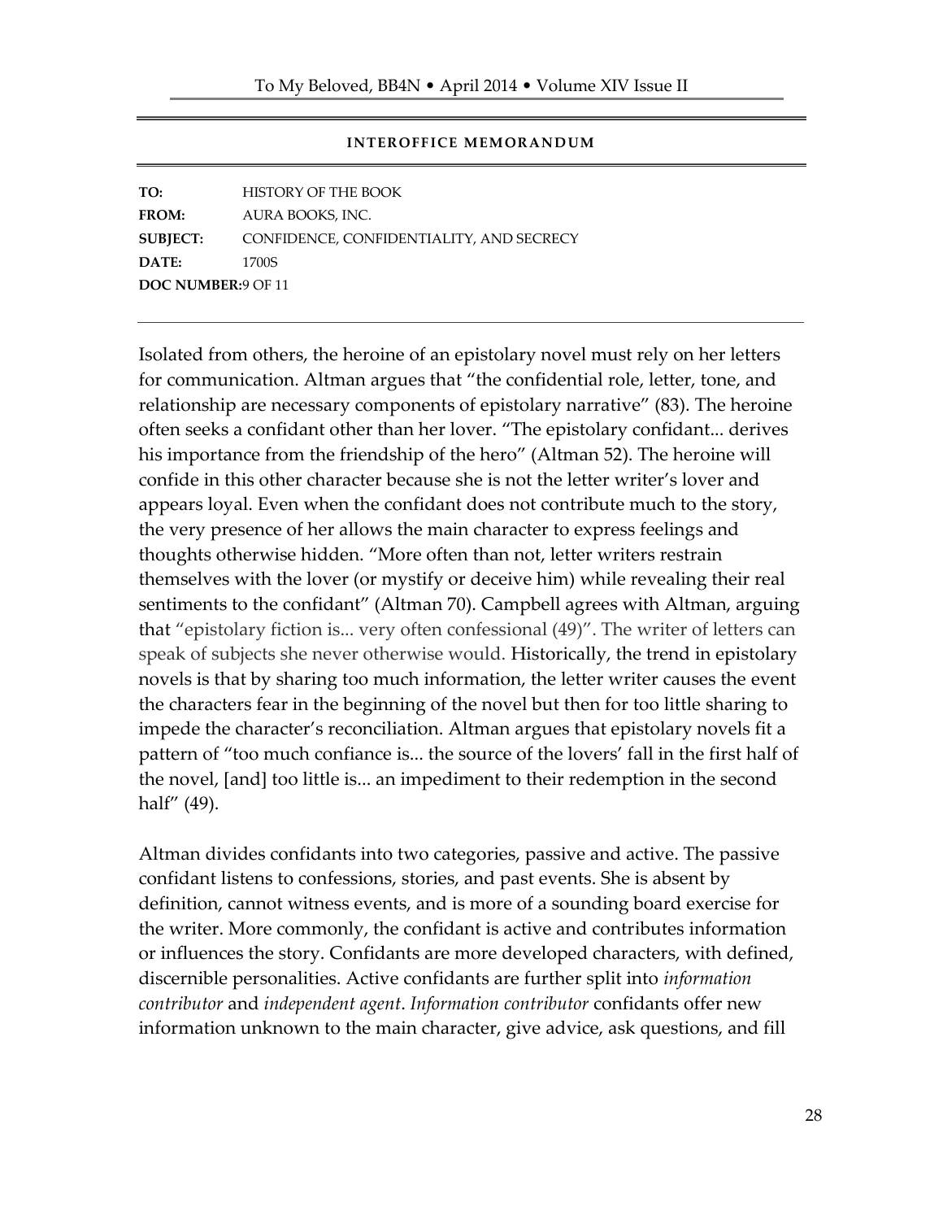**INTEROFFICE MEMORANDUM**

**TO:** HISTORY OF THE BOOK
**FROM:** AURA BOOKS, INC.
**SUBJECT:** CONFIDENCE, CONFIDENTIALITY, AND SECRECY
**DATE:** 1700S
**DOC NUMBER:** 9 OF 11

---

Isolated from others, the heroine of an epistolary novel must rely on her letters for communication. Altman argues that "the confidential role, letter, tone, and relationship are necessary components of epistolary narrative" (83). The heroine often seeks a confidant other than her lover. "The epistolary confidant... derives his importance from the friendship of the hero" (Altman 52). The heroine will confide in this other character because she is not the letter writer's lover and appears loyal. Even when the confidant does not contribute much to the story, the very presence of her allows the main character to express feelings and thoughts otherwise hidden. "More often than not, letter writers restrain themselves with the lover (or mystify or deceive him) while revealing their real sentiments to the confidant" (Altman 70). Campbell agrees with Altman, arguing that "epistolary fiction is... very often confessional (49)". The writer of letters can speak of subjects she never otherwise would. Historically, the trend in epistolary novels is that by sharing too much information, the letter writer causes the event the characters fear in the beginning of the novel but then for too little sharing to impede the character's reconciliation. Altman argues that epistolary novels fit a pattern of "too much confiance is... the source of the lovers' fall in the first half of the novel, [and] too little is... an impediment to their redemption in the second half" (49).

Altman divides confidants into two categories, passive and active. The passive confidant listens to confessions, stories, and past events. She is absent by definition, cannot witness events, and is more of a sounding board exercise for the writer. More commonly, the confidant is active and contributes information or influences the story. Confidants are more developed characters, with defined, discernible personalities. Active confidants are further split into *information contributor* and *independent agent*. *Information contributor* confidants offer new information unknown to the main character, give advice, ask questions, and fill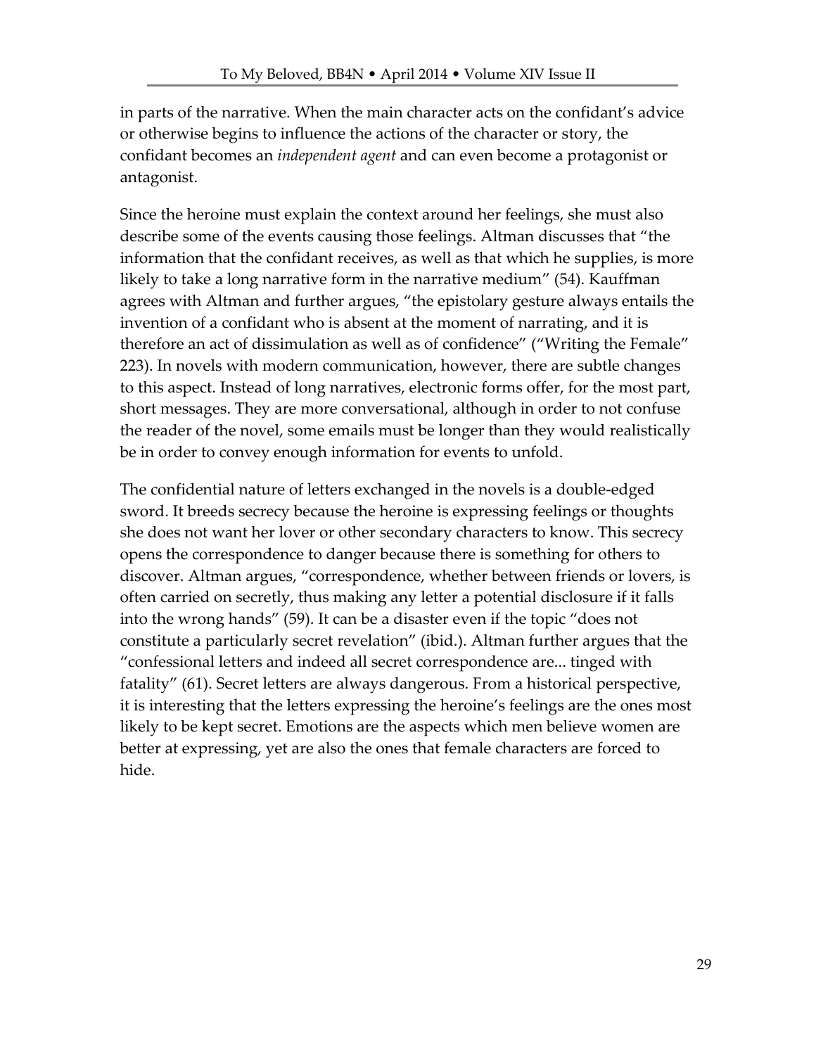in parts of the narrative. When the main character acts on the confidant's advice or otherwise begins to influence the actions of the character or story, the confidant becomes an *independent agent* and can even become a protagonist or antagonist.

Since the heroine must explain the context around her feelings, she must also describe some of the events causing those feelings. Altman discusses that "the information that the confidant receives, as well as that which he supplies, is more likely to take a long narrative form in the narrative medium" (54). Kauffman agrees with Altman and further argues, "the epistolary gesture always entails the invention of a confidant who is absent at the moment of narrating, and it is therefore an act of dissimulation as well as of confidence" ("Writing the Female" 223). In novels with modern communication, however, there are subtle changes to this aspect. Instead of long narratives, electronic forms offer, for the most part, short messages. They are more conversational, although in order to not confuse the reader of the novel, some emails must be longer than they would realistically be in order to convey enough information for events to unfold.

The confidential nature of letters exchanged in the novels is a double-edged sword. It breeds secrecy because the heroine is expressing feelings or thoughts she does not want her lover or other secondary characters to know. This secrecy opens the correspondence to danger because there is something for others to discover. Altman argues, "correspondence, whether between friends or lovers, is often carried on secretly, thus making any letter a potential disclosure if it falls into the wrong hands" (59). It can be a disaster even if the topic "does not constitute a particularly secret revelation" (ibid.). Altman further argues that the "confessional letters and indeed all secret correspondence are... tinged with fatality" (61). Secret letters are always dangerous. From a historical perspective, it is interesting that the letters expressing the heroine's feelings are the ones most likely to be kept secret. Emotions are the aspects which men believe women are better at expressing, yet are also the ones that female characters are forced to hide.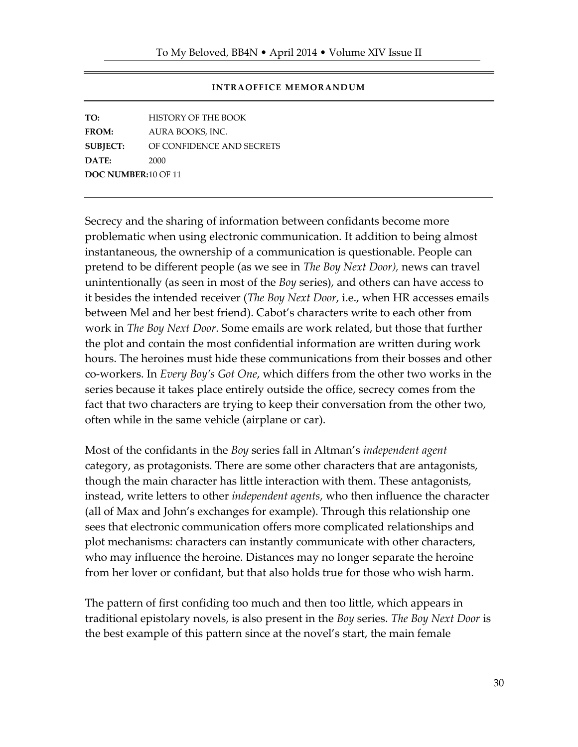**INTRAOFFICE MEMORANDUM**

| | |
|---|---|
| **TO:** | HISTORY OF THE BOOK |
| **FROM:** | AURA BOOKS, INC. |
| **SUBJECT:** | OF CONFIDENCE AND SECRETS |
| **DATE:** | 2000 |
| **DOC NUMBER:** | 10 OF 11 |

---

Secrecy and the sharing of information between confidants become more problematic when using electronic communication. It addition to being almost instantaneous, the ownership of a communication is questionable. People can pretend to be different people (as we see in *The Boy Next Door),* news can travel unintentionally (as seen in most of the *Boy* series), and others can have access to it besides the intended receiver (*The Boy Next Door*, i.e., when HR accesses emails between Mel and her best friend). Cabot's characters write to each other from work in *The Boy Next Door*. Some emails are work related, but those that further the plot and contain the most confidential information are written during work hours. The heroines must hide these communications from their bosses and other co-workers. In *Every Boy's Got One*, which differs from the other two works in the series because it takes place entirely outside the office, secrecy comes from the fact that two characters are trying to keep their conversation from the other two, often while in the same vehicle (airplane or car).

Most of the confidants in the *Boy* series fall in Altman's *independent agent* category, as protagonists. There are some other characters that are antagonists, though the main character has little interaction with them. These antagonists, instead, write letters to other *independent agents*, who then influence the character (all of Max and John's exchanges for example). Through this relationship one sees that electronic communication offers more complicated relationships and plot mechanisms: characters can instantly communicate with other characters, who may influence the heroine. Distances may no longer separate the heroine from her lover or confidant, but that also holds true for those who wish harm.

The pattern of first confiding too much and then too little, which appears in traditional epistolary novels, is also present in the *Boy* series. *The Boy Next Door* is the best example of this pattern since at the novel's start, the main female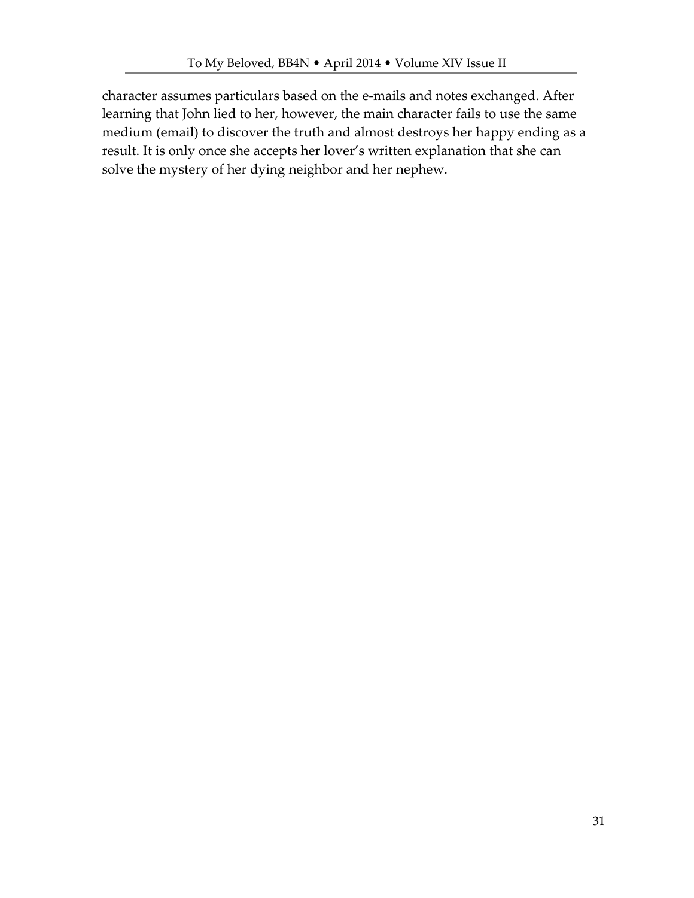character assumes particulars based on the e-mails and notes exchanged. After learning that John lied to her, however, the main character fails to use the same medium (email) to discover the truth and almost destroys her happy ending as a result. It is only once she accepts her lover's written explanation that she can solve the mystery of her dying neighbor and her nephew.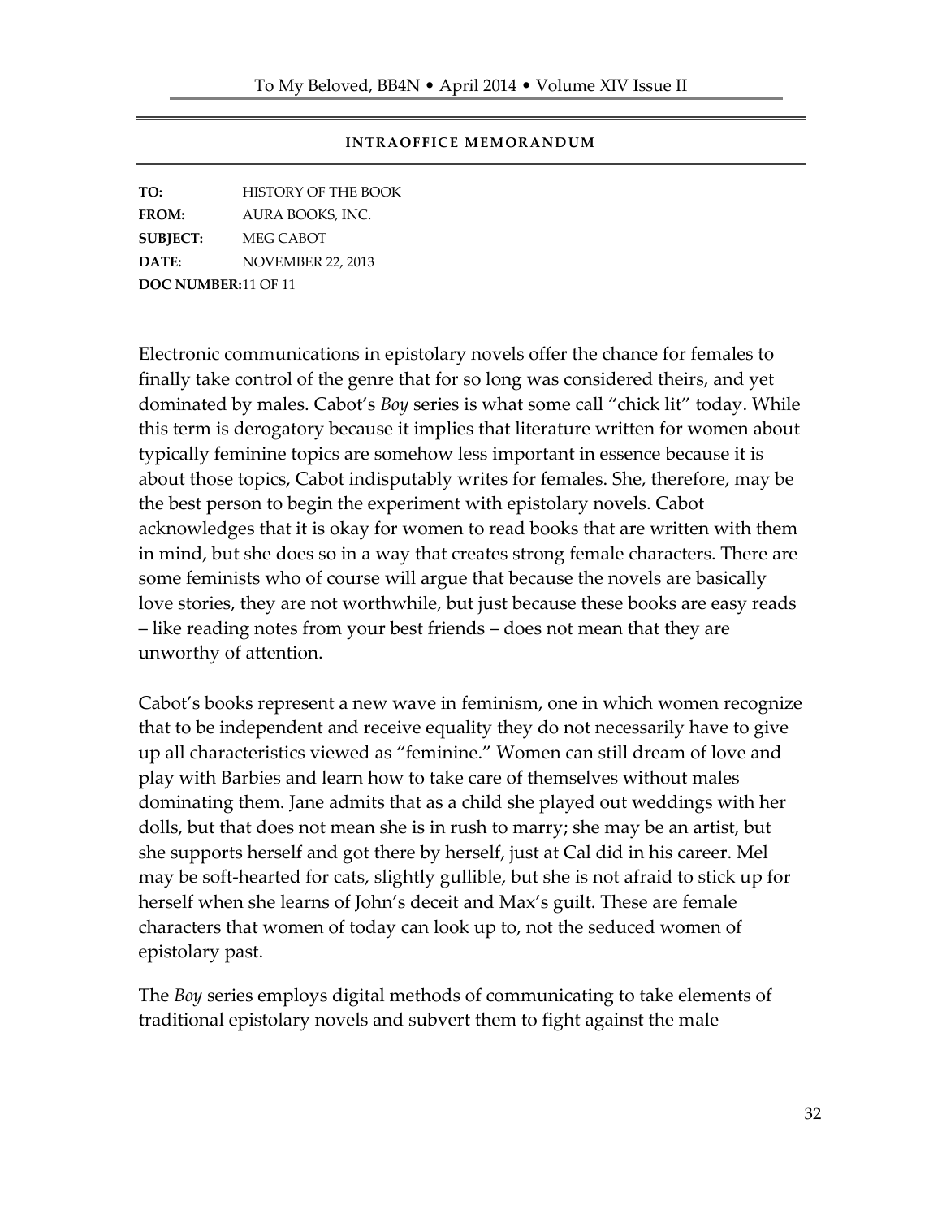**INTRAOFFICE MEMORANDUM**

**TO:** HISTORY OF THE BOOK
**FROM:** AURA BOOKS, INC.
**SUBJECT:** MEG CABOT
**DATE:** NOVEMBER 22, 2013
**DOC NUMBER:** 11 OF 11

---

Electronic communications in epistolary novels offer the chance for females to finally take control of the genre that for so long was considered theirs, and yet dominated by males. Cabot's *Boy* series is what some call "chick lit" today. While this term is derogatory because it implies that literature written for women about typically feminine topics are somehow less important in essence because it is about those topics, Cabot indisputably writes for females. She, therefore, may be the best person to begin the experiment with epistolary novels. Cabot acknowledges that it is okay for women to read books that are written with them in mind, but she does so in a way that creates strong female characters. There are some feminists who of course will argue that because the novels are basically love stories, they are not worthwhile, but just because these books are easy reads – like reading notes from your best friends – does not mean that they are unworthy of attention.

Cabot's books represent a new wave in feminism, one in which women recognize that to be independent and receive equality they do not necessarily have to give up all characteristics viewed as "feminine." Women can still dream of love and play with Barbies and learn how to take care of themselves without males dominating them. Jane admits that as a child she played out weddings with her dolls, but that does not mean she is in rush to marry; she may be an artist, but she supports herself and got there by herself, just at Cal did in his career. Mel may be soft-hearted for cats, slightly gullible, but she is not afraid to stick up for herself when she learns of John's deceit and Max's guilt. These are female characters that women of today can look up to, not the seduced women of epistolary past.

The *Boy* series employs digital methods of communicating to take elements of traditional epistolary novels and subvert them to fight against the male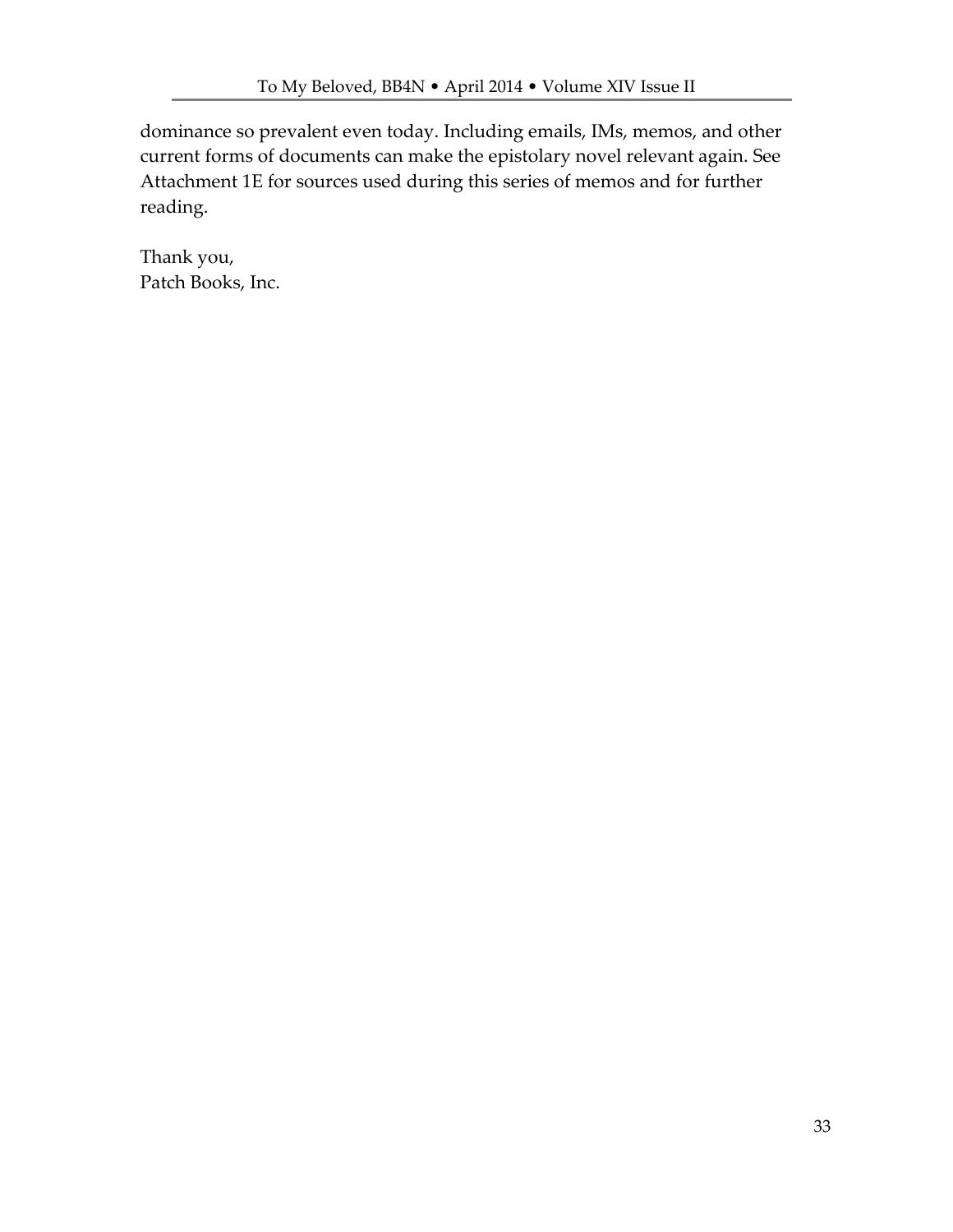dominance so prevalent even today. Including emails, IMs, memos, and other current forms of documents can make the epistolary novel relevant again. See Attachment 1E for sources used during this series of memos and for further reading.

Thank you,  
Patch Books, Inc.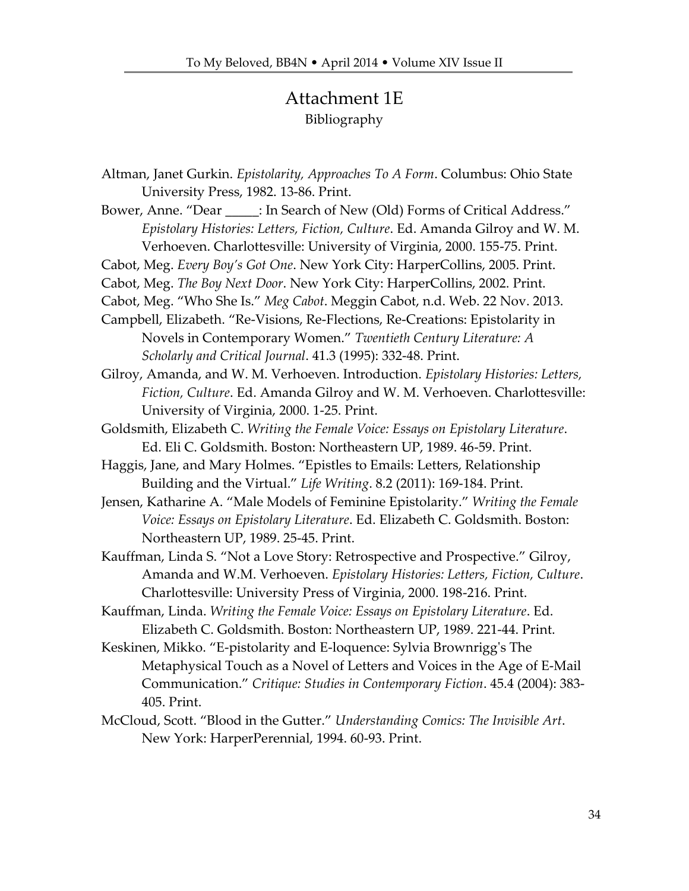# Attachment 1E

Bibliography

Altman, Janet Gurkin. *Epistolarity, Approaches To A Form*. Columbus: Ohio State University Press, 1982. 13-86. Print.

Bower, Anne. "Dear _____: In Search of New (Old) Forms of Critical Address." *Epistolary Histories: Letters, Fiction, Culture*. Ed. Amanda Gilroy and W. M. Verhoeven. Charlottesville: University of Virginia, 2000. 155-75. Print.

Cabot, Meg. *Every Boy's Got One*. New York City: HarperCollins, 2005. Print.

Cabot, Meg. *The Boy Next Door*. New York City: HarperCollins, 2002. Print.

Cabot, Meg. "Who She Is." *Meg Cabot*. Meggin Cabot, n.d. Web. 22 Nov. 2013.

Campbell, Elizabeth. "Re-Visions, Re-Flections, Re-Creations: Epistolarity in Novels in Contemporary Women." *Twentieth Century Literature: A Scholarly and Critical Journal*. 41.3 (1995): 332-48. Print.

Gilroy, Amanda, and W. M. Verhoeven. Introduction. *Epistolary Histories: Letters, Fiction, Culture*. Ed. Amanda Gilroy and W. M. Verhoeven. Charlottesville: University of Virginia, 2000. 1-25. Print.

Goldsmith, Elizabeth C. *Writing the Female Voice: Essays on Epistolary Literature*. Ed. Eli C. Goldsmith. Boston: Northeastern UP, 1989. 46-59. Print.

Haggis, Jane, and Mary Holmes. "Epistles to Emails: Letters, Relationship Building and the Virtual." *Life Writing*. 8.2 (2011): 169-184. Print.

Jensen, Katharine A. "Male Models of Feminine Epistolarity." *Writing the Female Voice: Essays on Epistolary Literature*. Ed. Elizabeth C. Goldsmith. Boston: Northeastern UP, 1989. 25-45. Print.

Kauffman, Linda S. "Not a Love Story: Retrospective and Prospective." Gilroy, Amanda and W.M. Verhoeven. *Epistolary Histories: Letters, Fiction, Culture*. Charlottesville: University Press of Virginia, 2000. 198-216. Print.

Kauffman, Linda. *Writing the Female Voice: Essays on Epistolary Literature*. Ed. Elizabeth C. Goldsmith. Boston: Northeastern UP, 1989. 221-44. Print.

Keskinen, Mikko. "E-pistolarity and E-loquence: Sylvia Brownrigg's The Metaphysical Touch as a Novel of Letters and Voices in the Age of E-Mail Communication." *Critique: Studies in Contemporary Fiction*. 45.4 (2004): 383-405. Print.

McCloud, Scott. "Blood in the Gutter." *Understanding Comics: The Invisible Art*. New York: HarperPerennial, 1994. 60-93. Print.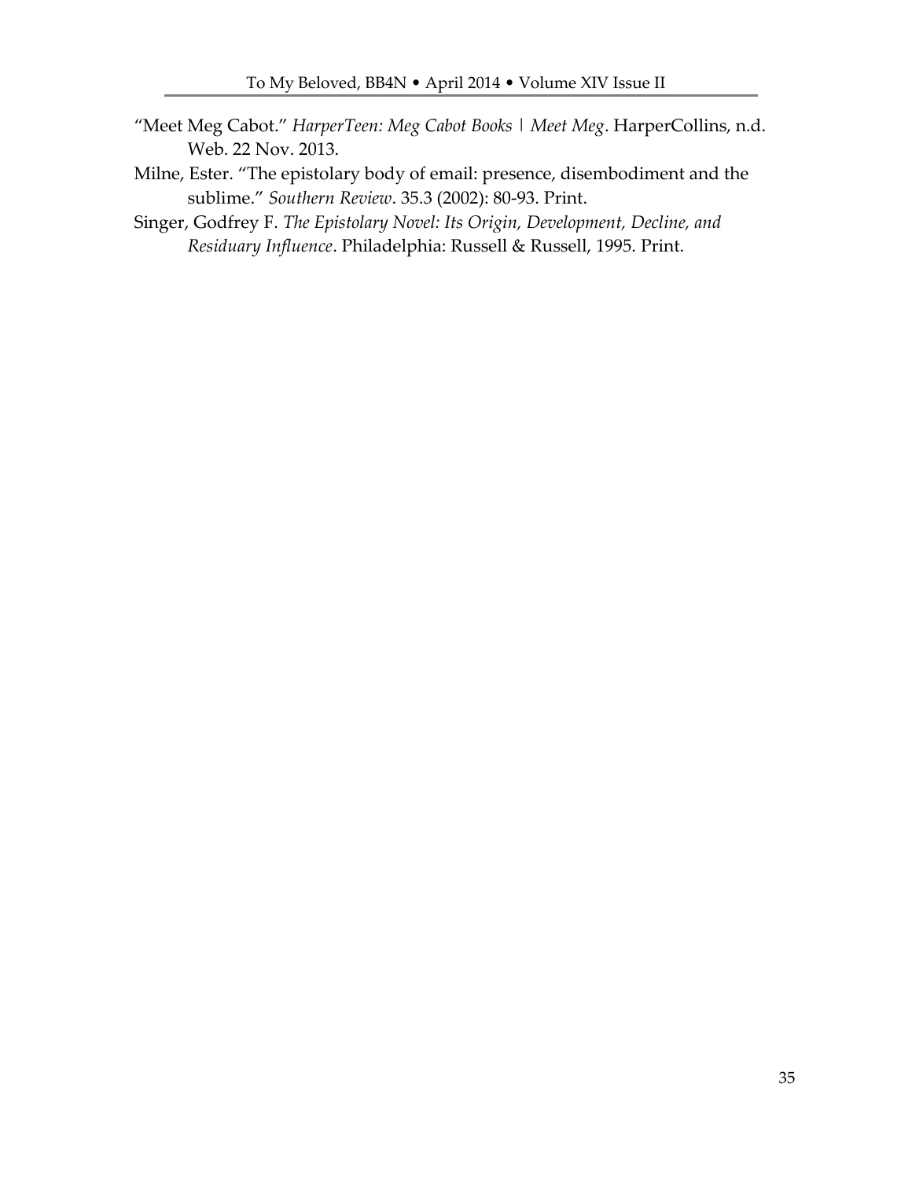"Meet Meg Cabot." *HarperTeen: Meg Cabot Books | Meet Meg*. HarperCollins, n.d. Web. 22 Nov. 2013.

Milne, Ester. "The epistolary body of email: presence, disembodiment and the sublime." *Southern Review*. 35.3 (2002): 80-93. Print.

Singer, Godfrey F. *The Epistolary Novel: Its Origin, Development, Decline, and Residuary Influence*. Philadelphia: Russell & Russell, 1995. Print.